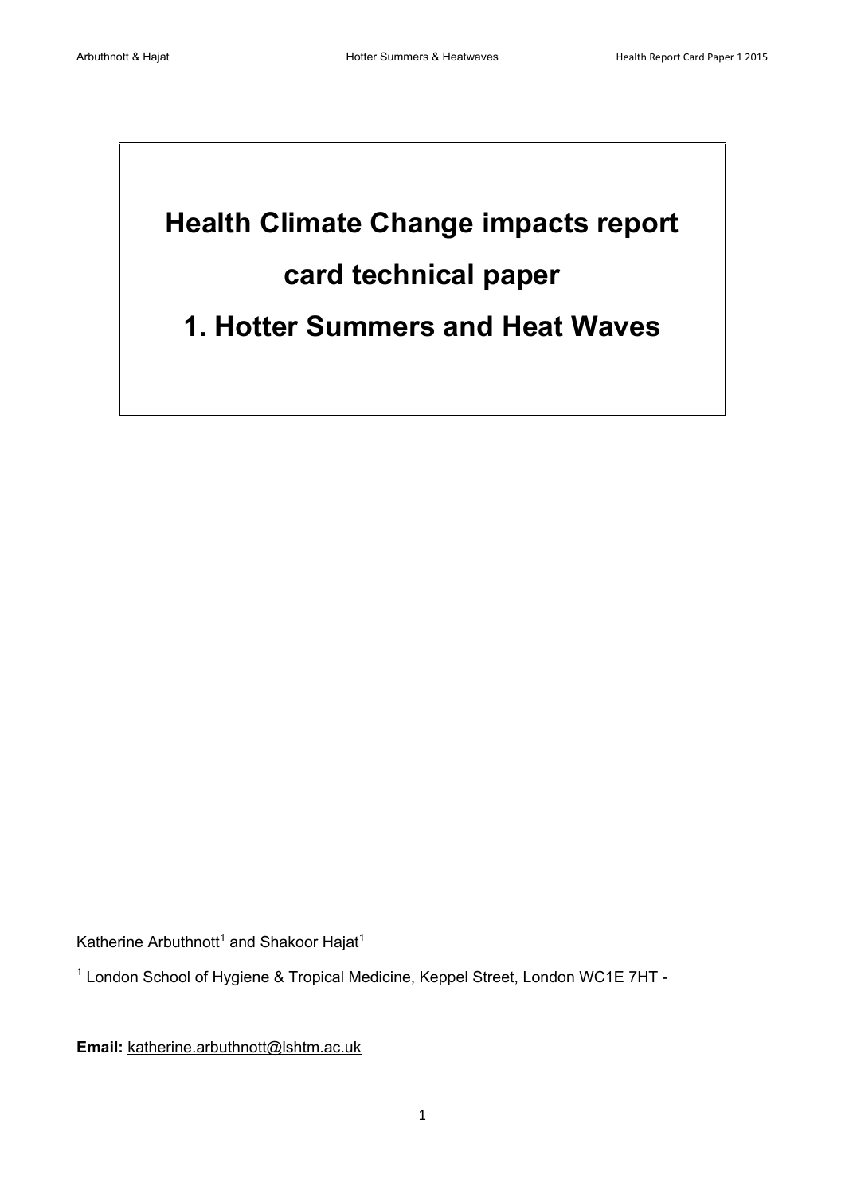# Health Climate Change impacts report card technical paper

# 1. Hotter Summers and Heat Waves

Katherine Arbuthnott[1] and Shakoor Hajat[1]

[1] London School of Hygiene & Tropical Medicine, Keppel Street, London WC1E 7HT -

**Email:** katherine.arbuthnott@lshtm.ac.uk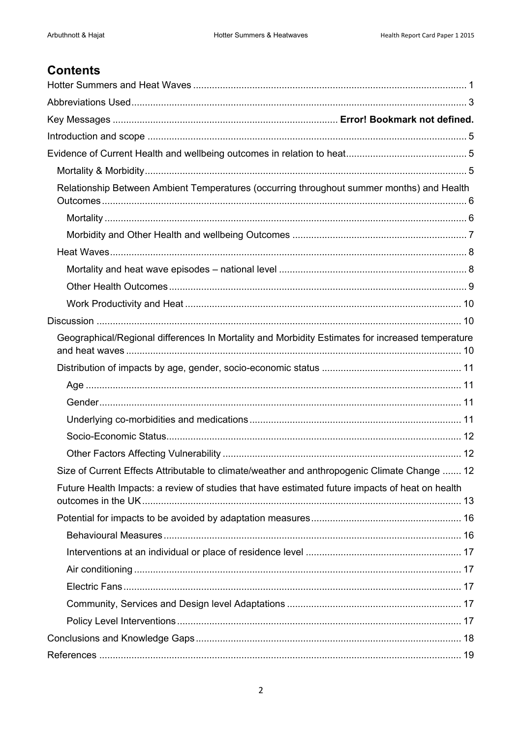# Contents

Hotter Summers and Heat Waves ..... 1

Abbreviations Used ..... 3

Key Messages ..... Error! Bookmark not defined.

Introduction and scope ..... 5

Evidence of Current Health and wellbeing outcomes in relation to heat ..... 5

- Mortality & Morbidity ..... 5
- Relationship Between Ambient Temperatures (occurring throughout summer months) and Health Outcomes ..... 6
  - Mortality ..... 6
  - Morbidity and Other Health and wellbeing Outcomes ..... 7
- Heat Waves ..... 8
  - Mortality and heat wave episodes – national level ..... 8
  - Other Health Outcomes ..... 9
  - Work Productivity and Heat ..... 10

Discussion ..... 10

- Geographical/Regional differences In Mortality and Morbidity Estimates for increased temperature and heat waves ..... 10
- Distribution of impacts by age, gender, socio-economic status ..... 11
  - Age ..... 11
  - Gender ..... 11
  - Underlying co-morbidities and medications ..... 11
  - Socio-Economic Status ..... 12
  - Other Factors Affecting Vulnerability ..... 12
- Size of Current Effects Attributable to climate/weather and anthropogenic Climate Change ..... 12
- Future Health Impacts: a review of studies that have estimated future impacts of heat on health outcomes in the UK ..... 13
- Potential for impacts to be avoided by adaptation measures ..... 16
  - Behavioural Measures ..... 16
  - Interventions at an individual or place of residence level ..... 17
  - Air conditioning ..... 17
  - Electric Fans ..... 17
  - Community, Services and Design level Adaptations ..... 17
  - Policy Level Interventions ..... 17

Conclusions and Knowledge Gaps ..... 18

References ..... 19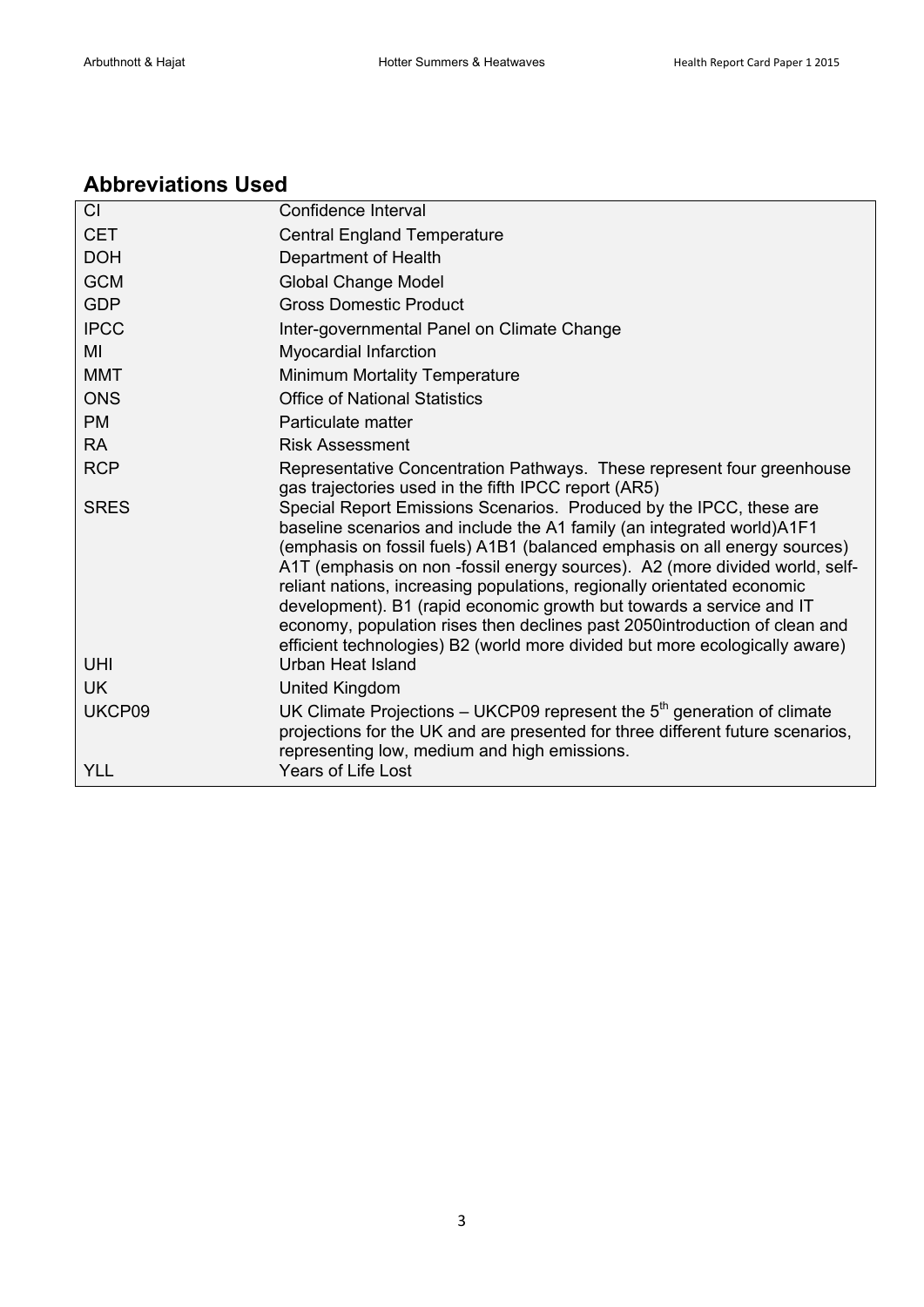## Abbreviations Used

| | |
|---|---|
| CI | Confidence Interval |
| CET | Central England Temperature |
| DOH | Department of Health |
| GCM | Global Change Model |
| GDP | Gross Domestic Product |
| IPCC | Inter-governmental Panel on Climate Change |
| MI | Myocardial Infarction |
| MMT | Minimum Mortality Temperature |
| ONS | Office of National Statistics |
| PM | Particulate matter |
| RA | Risk Assessment |
| RCP | Representative Concentration Pathways. These represent four greenhouse gas trajectories used in the fifth IPCC report (AR5) |
| SRES | Special Report Emissions Scenarios. Produced by the IPCC, these are baseline scenarios and include the A1 family (an integrated world)A1F1 (emphasis on fossil fuels) A1B1 (balanced emphasis on all energy sources) A1T (emphasis on non -fossil energy sources). A2 (more divided world, self-reliant nations, increasing populations, regionally orientated economic development). B1 (rapid economic growth but towards a service and IT economy, population rises then declines past 2050introduction of clean and efficient technologies) B2 (world more divided but more ecologically aware) |
| UHI | Urban Heat Island |
| UK | United Kingdom |
| UKCP09 | UK Climate Projections – UKCP09 represent the 5th generation of climate projections for the UK and are presented for three different future scenarios, representing low, medium and high emissions. |
| YLL | Years of Life Lost |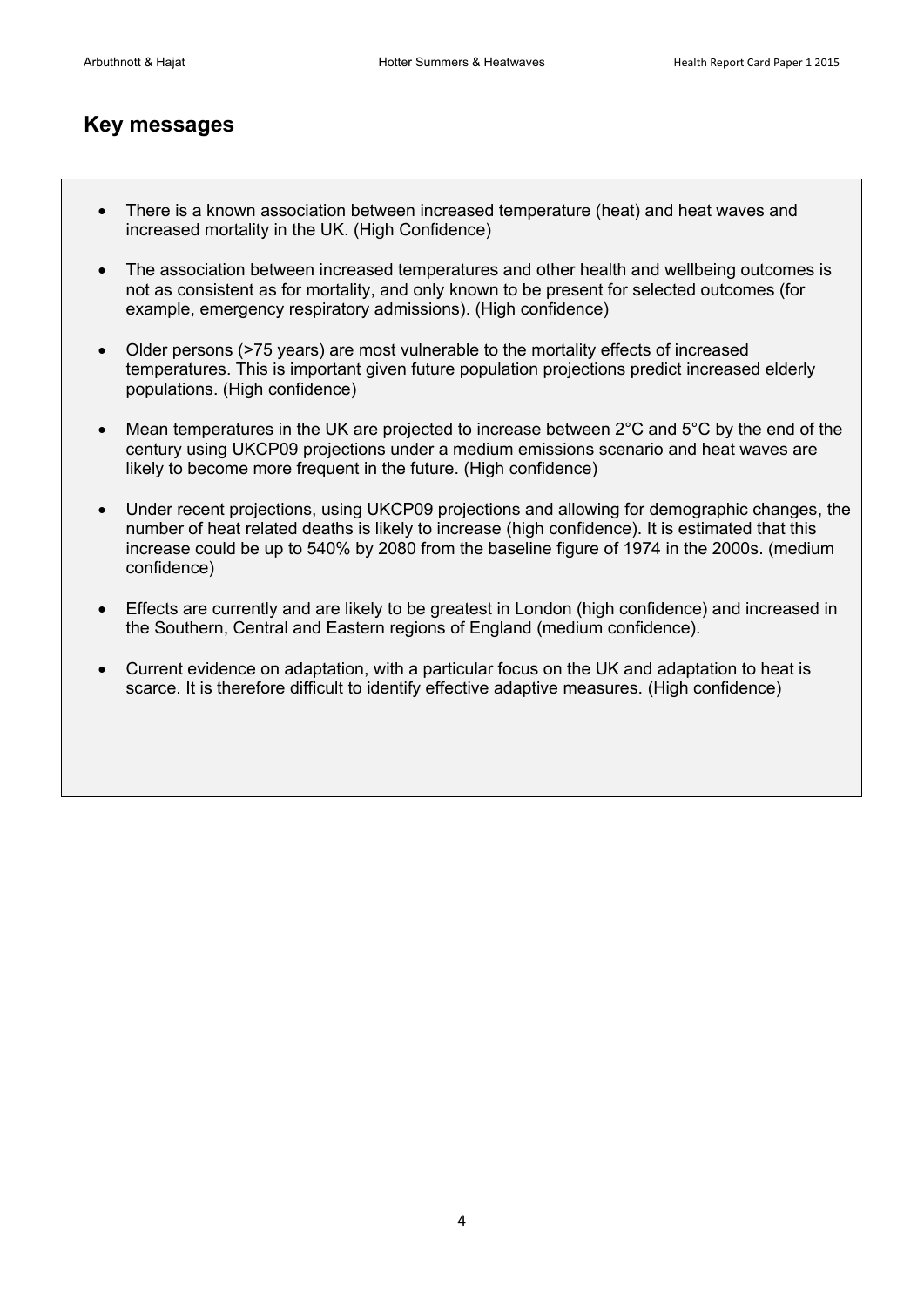## Key messages

- There is a known association between increased temperature (heat) and heat waves and increased mortality in the UK. (High Confidence)
- The association between increased temperatures and other health and wellbeing outcomes is not as consistent as for mortality, and only known to be present for selected outcomes (for example, emergency respiratory admissions). (High confidence)
- Older persons (>75 years) are most vulnerable to the mortality effects of increased temperatures. This is important given future population projections predict increased elderly populations. (High confidence)
- Mean temperatures in the UK are projected to increase between 2°C and 5°C by the end of the century using UKCP09 projections under a medium emissions scenario and heat waves are likely to become more frequent in the future. (High confidence)
- Under recent projections, using UKCP09 projections and allowing for demographic changes, the number of heat related deaths is likely to increase (high confidence). It is estimated that this increase could be up to 540% by 2080 from the baseline figure of 1974 in the 2000s. (medium confidence)
- Effects are currently and are likely to be greatest in London (high confidence) and increased in the Southern, Central and Eastern regions of England (medium confidence).
- Current evidence on adaptation, with a particular focus on the UK and adaptation to heat is scarce. It is therefore difficult to identify effective adaptive measures. (High confidence)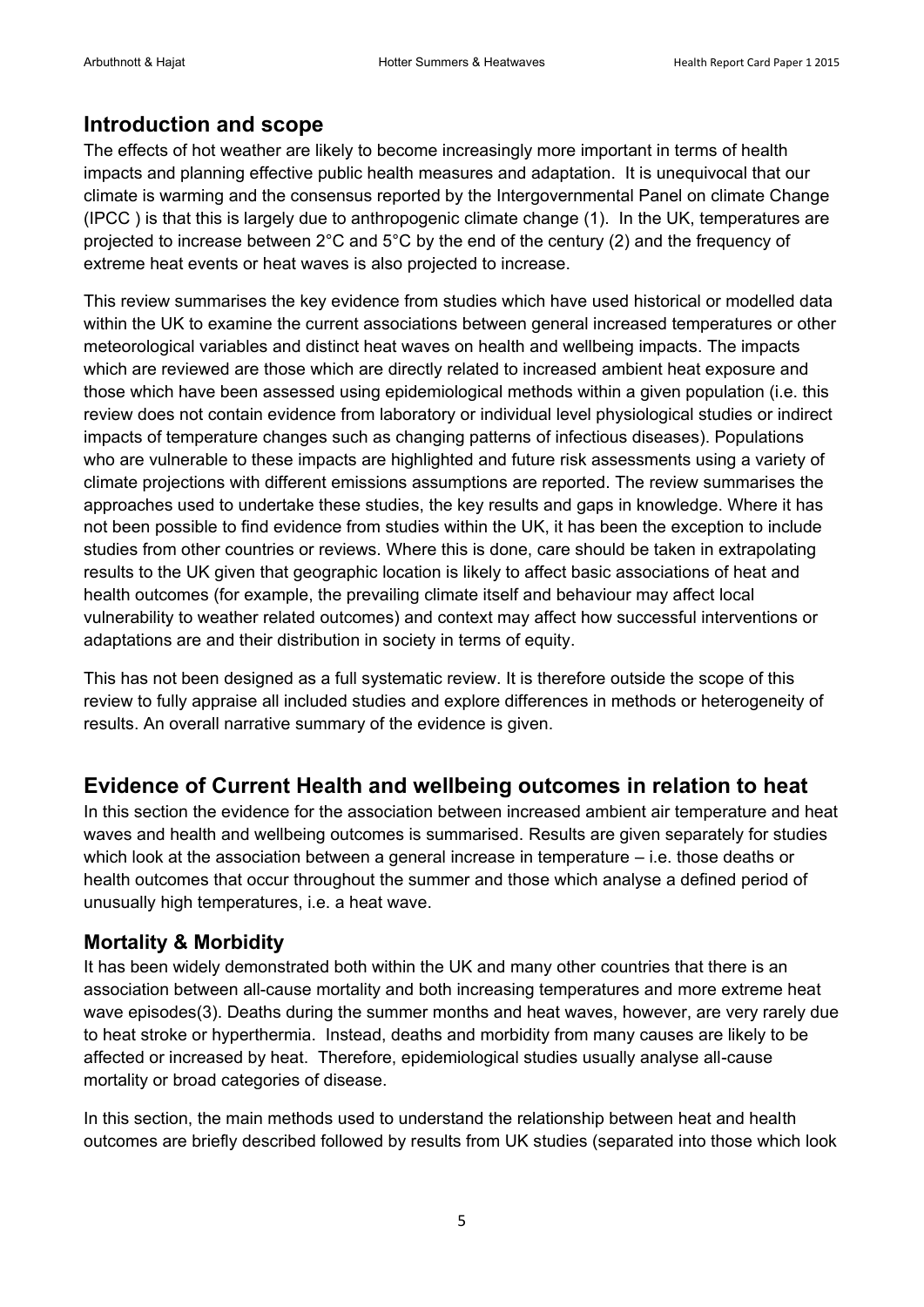## Introduction and scope

The effects of hot weather are likely to become increasingly more important in terms of health impacts and planning effective public health measures and adaptation. It is unequivocal that our climate is warming and the consensus reported by the Intergovernmental Panel on climate Change (IPCC ) is that this is largely due to anthropogenic climate change (1). In the UK, temperatures are projected to increase between 2°C and 5°C by the end of the century (2) and the frequency of extreme heat events or heat waves is also projected to increase.

This review summarises the key evidence from studies which have used historical or modelled data within the UK to examine the current associations between general increased temperatures or other meteorological variables and distinct heat waves on health and wellbeing impacts. The impacts which are reviewed are those which are directly related to increased ambient heat exposure and those which have been assessed using epidemiological methods within a given population (i.e. this review does not contain evidence from laboratory or individual level physiological studies or indirect impacts of temperature changes such as changing patterns of infectious diseases). Populations who are vulnerable to these impacts are highlighted and future risk assessments using a variety of climate projections with different emissions assumptions are reported. The review summarises the approaches used to undertake these studies, the key results and gaps in knowledge. Where it has not been possible to find evidence from studies within the UK, it has been the exception to include studies from other countries or reviews. Where this is done, care should be taken in extrapolating results to the UK given that geographic location is likely to affect basic associations of heat and health outcomes (for example, the prevailing climate itself and behaviour may affect local vulnerability to weather related outcomes) and context may affect how successful interventions or adaptations are and their distribution in society in terms of equity.

This has not been designed as a full systematic review. It is therefore outside the scope of this review to fully appraise all included studies and explore differences in methods or heterogeneity of results. An overall narrative summary of the evidence is given.

## Evidence of Current Health and wellbeing outcomes in relation to heat

In this section the evidence for the association between increased ambient air temperature and heat waves and health and wellbeing outcomes is summarised. Results are given separately for studies which look at the association between a general increase in temperature – i.e. those deaths or health outcomes that occur throughout the summer and those which analyse a defined period of unusually high temperatures, i.e. a heat wave.

### Mortality & Morbidity

It has been widely demonstrated both within the UK and many other countries that there is an association between all-cause mortality and both increasing temperatures and more extreme heat wave episodes(3). Deaths during the summer months and heat waves, however, are very rarely due to heat stroke or hyperthermia. Instead, deaths and morbidity from many causes are likely to be affected or increased by heat. Therefore, epidemiological studies usually analyse all-cause mortality or broad categories of disease.

In this section, the main methods used to understand the relationship between heat and health outcomes are briefly described followed by results from UK studies (separated into those which look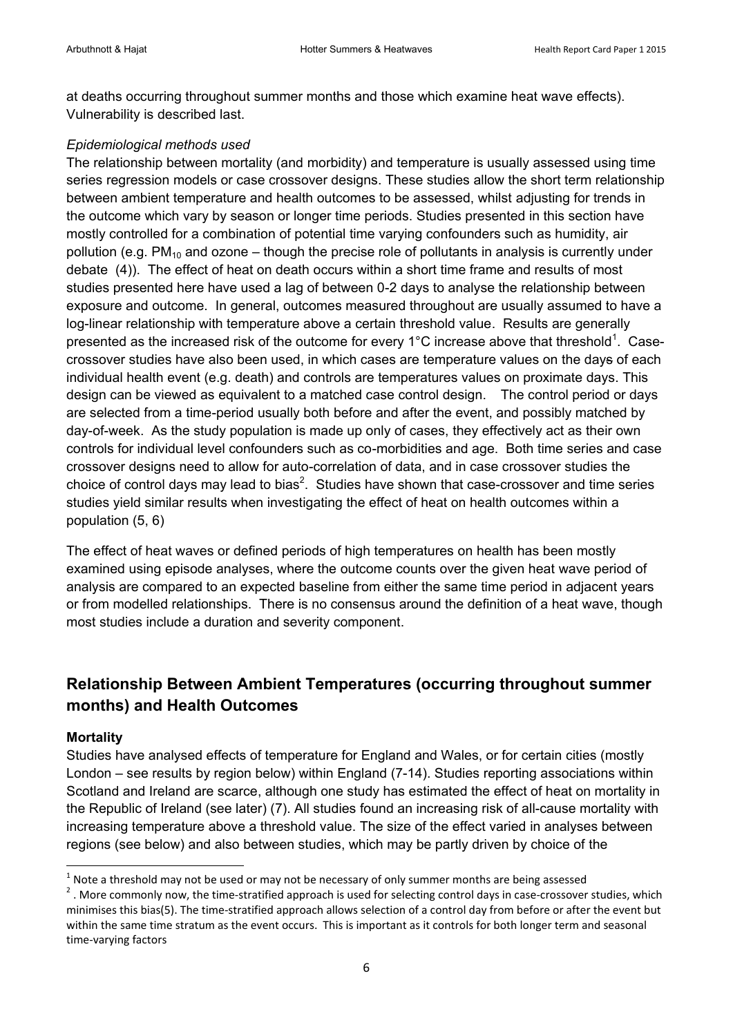at deaths occurring throughout summer months and those which examine heat wave effects). Vulnerability is described last.

*Epidemiological methods used*

The relationship between mortality (and morbidity) and temperature is usually assessed using time series regression models or case crossover designs. These studies allow the short term relationship between ambient temperature and health outcomes to be assessed, whilst adjusting for trends in the outcome which vary by season or longer time periods. Studies presented in this section have mostly controlled for a combination of potential time varying confounders such as humidity, air pollution (e.g. $PM_{10}$ and ozone – though the precise role of pollutants in analysis is currently under debate (4)). The effect of heat on death occurs within a short time frame and results of most studies presented here have used a lag of between 0-2 days to analyse the relationship between exposure and outcome. In general, outcomes measured throughout are usually assumed to have a log-linear relationship with temperature above a certain threshold value. Results are generally presented as the increased risk of the outcome for every 1°C increase above that threshold[1]. Case-crossover studies have also been used, in which cases are temperature values on the days of each individual health event (e.g. death) and controls are temperatures values on proximate days. This design can be viewed as equivalent to a matched case control design. The control period or days are selected from a time-period usually both before and after the event, and possibly matched by day-of-week. As the study population is made up only of cases, they effectively act as their own controls for individual level confounders such as co-morbidities and age. Both time series and case crossover designs need to allow for auto-correlation of data, and in case crossover studies the choice of control days may lead to bias[2]. Studies have shown that case-crossover and time series studies yield similar results when investigating the effect of heat on health outcomes within a population (5, 6)

The effect of heat waves or defined periods of high temperatures on health has been mostly examined using episode analyses, where the outcome counts over the given heat wave period of analysis are compared to an expected baseline from either the same time period in adjacent years or from modelled relationships. There is no consensus around the definition of a heat wave, though most studies include a duration and severity component.

## Relationship Between Ambient Temperatures (occurring throughout summer months) and Health Outcomes

**Mortality**

Studies have analysed effects of temperature for England and Wales, or for certain cities (mostly London – see results by region below) within England (7-14). Studies reporting associations within Scotland and Ireland are scarce, although one study has estimated the effect of heat on mortality in the Republic of Ireland (see later) (7). All studies found an increasing risk of all-cause mortality with increasing temperature above a threshold value. The size of the effect varied in analyses between regions (see below) and also between studies, which may be partly driven by choice of the

[1] Note a threshold may not be used or may not be necessary of only summer months are being assessed

[2] . More commonly now, the time-stratified approach is used for selecting control days in case-crossover studies, which minimises this bias(5). The time-stratified approach allows selection of a control day from before or after the event but within the same time stratum as the event occurs. This is important as it controls for both longer term and seasonal time-varying factors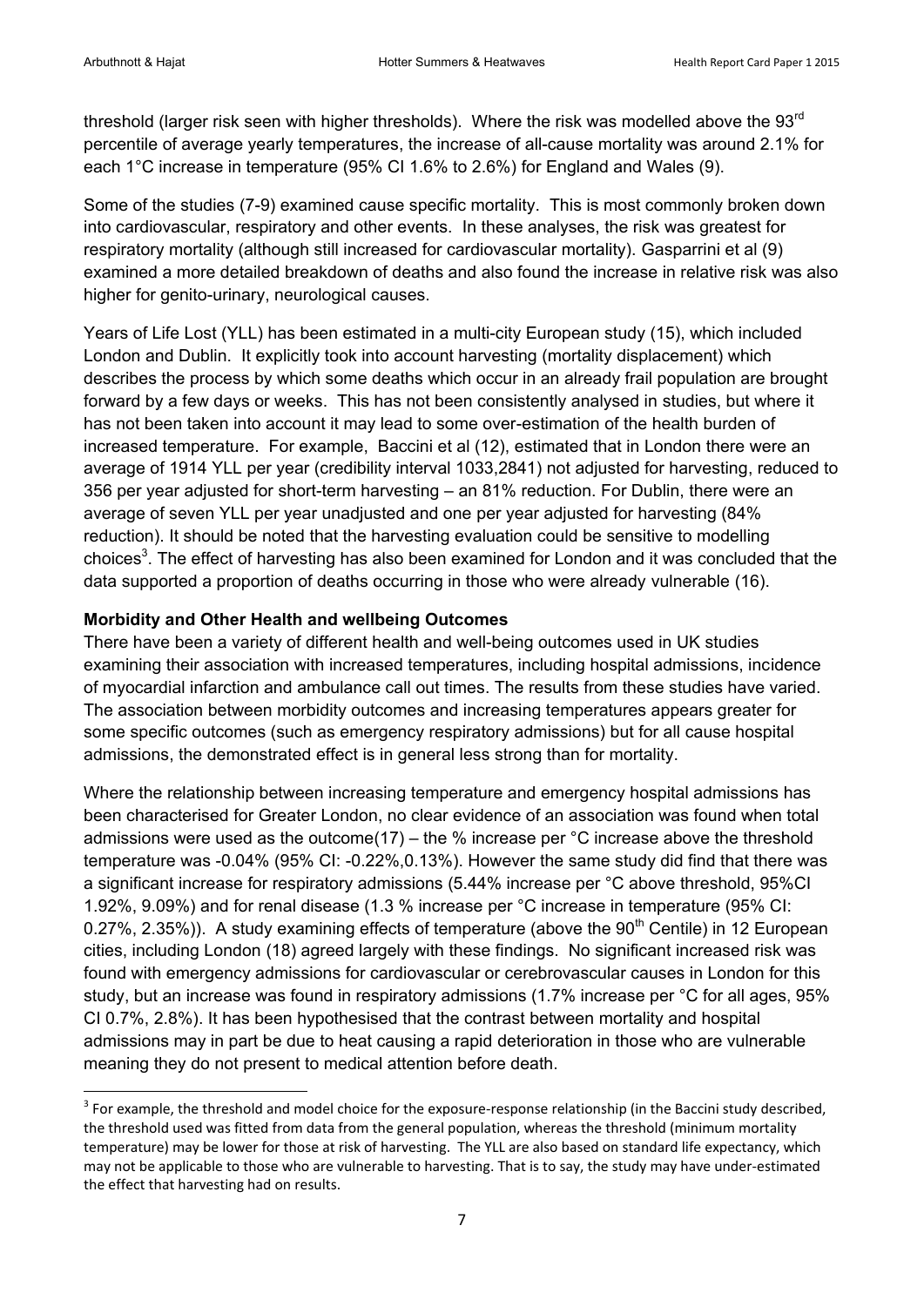threshold (larger risk seen with higher thresholds). Where the risk was modelled above the 93rd percentile of average yearly temperatures, the increase of all-cause mortality was around 2.1% for each 1°C increase in temperature (95% CI 1.6% to 2.6%) for England and Wales (9).

Some of the studies (7-9) examined cause specific mortality. This is most commonly broken down into cardiovascular, respiratory and other events. In these analyses, the risk was greatest for respiratory mortality (although still increased for cardiovascular mortality). Gasparrini et al (9) examined a more detailed breakdown of deaths and also found the increase in relative risk was also higher for genito-urinary, neurological causes.

Years of Life Lost (YLL) has been estimated in a multi-city European study (15), which included London and Dublin. It explicitly took into account harvesting (mortality displacement) which describes the process by which some deaths which occur in an already frail population are brought forward by a few days or weeks. This has not been consistently analysed in studies, but where it has not been taken into account it may lead to some over-estimation of the health burden of increased temperature. For example, Baccini et al (12), estimated that in London there were an average of 1914 YLL per year (credibility interval 1033,2841) not adjusted for harvesting, reduced to 356 per year adjusted for short-term harvesting – an 81% reduction. For Dublin, there were an average of seven YLL per year unadjusted and one per year adjusted for harvesting (84% reduction). It should be noted that the harvesting evaluation could be sensitive to modelling choices[3]. The effect of harvesting has also been examined for London and it was concluded that the data supported a proportion of deaths occurring in those who were already vulnerable (16).

**Morbidity and Other Health and wellbeing Outcomes**

There have been a variety of different health and well-being outcomes used in UK studies examining their association with increased temperatures, including hospital admissions, incidence of myocardial infarction and ambulance call out times. The results from these studies have varied. The association between morbidity outcomes and increasing temperatures appears greater for some specific outcomes (such as emergency respiratory admissions) but for all cause hospital admissions, the demonstrated effect is in general less strong than for mortality.

Where the relationship between increasing temperature and emergency hospital admissions has been characterised for Greater London, no clear evidence of an association was found when total admissions were used as the outcome(17) – the % increase per °C increase above the threshold temperature was -0.04% (95% CI: -0.22%,0.13%). However the same study did find that there was a significant increase for respiratory admissions (5.44% increase per °C above threshold, 95%CI 1.92%, 9.09%) and for renal disease (1.3 % increase per °C increase in temperature (95% CI: 0.27%, 2.35%)). A study examining effects of temperature (above the 90th Centile) in 12 European cities, including London (18) agreed largely with these findings. No significant increased risk was found with emergency admissions for cardiovascular or cerebrovascular causes in London for this study, but an increase was found in respiratory admissions (1.7% increase per °C for all ages, 95% CI 0.7%, 2.8%). It has been hypothesised that the contrast between mortality and hospital admissions may in part be due to heat causing a rapid deterioration in those who are vulnerable meaning they do not present to medical attention before death.

[3] For example, the threshold and model choice for the exposure-response relationship (in the Baccini study described, the threshold used was fitted from data from the general population, whereas the threshold (minimum mortality temperature) may be lower for those at risk of harvesting. The YLL are also based on standard life expectancy, which may not be applicable to those who are vulnerable to harvesting. That is to say, the study may have under-estimated the effect that harvesting had on results.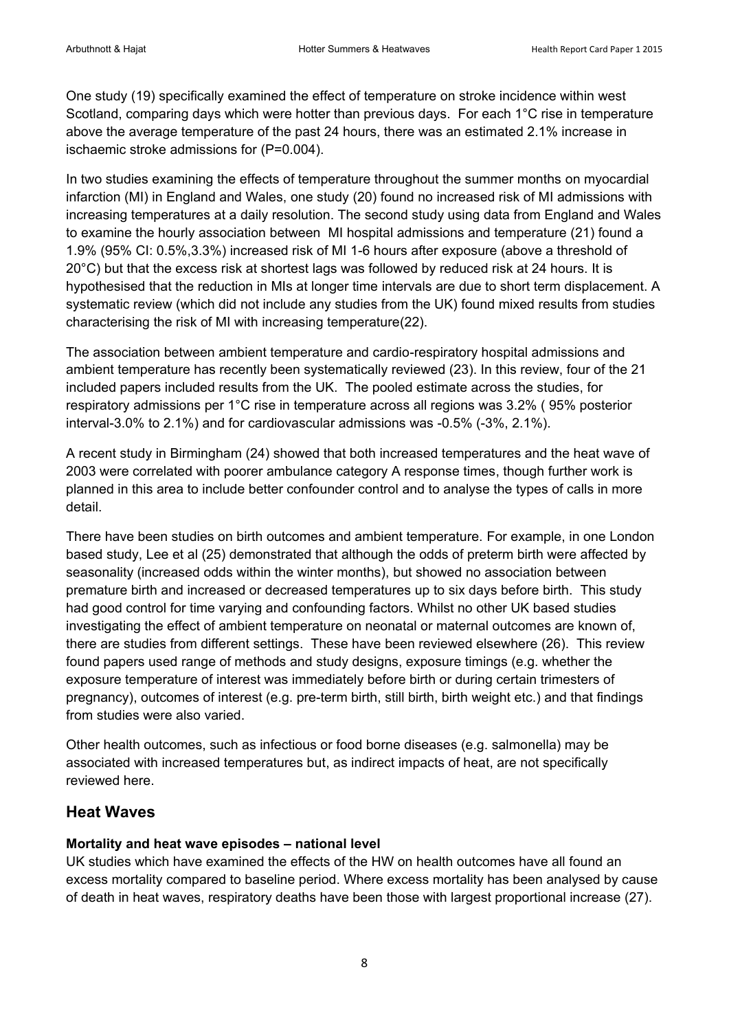One study (19) specifically examined the effect of temperature on stroke incidence within west Scotland, comparing days which were hotter than previous days. For each 1°C rise in temperature above the average temperature of the past 24 hours, there was an estimated 2.1% increase in ischaemic stroke admissions for (P=0.004).

In two studies examining the effects of temperature throughout the summer months on myocardial infarction (MI) in England and Wales, one study (20) found no increased risk of MI admissions with increasing temperatures at a daily resolution. The second study using data from England and Wales to examine the hourly association between MI hospital admissions and temperature (21) found a 1.9% (95% CI: 0.5%,3.3%) increased risk of MI 1-6 hours after exposure (above a threshold of 20°C) but that the excess risk at shortest lags was followed by reduced risk at 24 hours. It is hypothesised that the reduction in MIs at longer time intervals are due to short term displacement. A systematic review (which did not include any studies from the UK) found mixed results from studies characterising the risk of MI with increasing temperature(22).

The association between ambient temperature and cardio-respiratory hospital admissions and ambient temperature has recently been systematically reviewed (23). In this review, four of the 21 included papers included results from the UK. The pooled estimate across the studies, for respiratory admissions per 1°C rise in temperature across all regions was 3.2% ( 95% posterior interval-3.0% to 2.1%) and for cardiovascular admissions was -0.5% (-3%, 2.1%).

A recent study in Birmingham (24) showed that both increased temperatures and the heat wave of 2003 were correlated with poorer ambulance category A response times, though further work is planned in this area to include better confounder control and to analyse the types of calls in more detail.

There have been studies on birth outcomes and ambient temperature. For example, in one London based study, Lee et al (25) demonstrated that although the odds of preterm birth were affected by seasonality (increased odds within the winter months), but showed no association between premature birth and increased or decreased temperatures up to six days before birth. This study had good control for time varying and confounding factors. Whilst no other UK based studies investigating the effect of ambient temperature on neonatal or maternal outcomes are known of, there are studies from different settings. These have been reviewed elsewhere (26). This review found papers used range of methods and study designs, exposure timings (e.g. whether the exposure temperature of interest was immediately before birth or during certain trimesters of pregnancy), outcomes of interest (e.g. pre-term birth, still birth, birth weight etc.) and that findings from studies were also varied.

Other health outcomes, such as infectious or food borne diseases (e.g. salmonella) may be associated with increased temperatures but, as indirect impacts of heat, are not specifically reviewed here.

## Heat Waves

**Mortality and heat wave episodes – national level**

UK studies which have examined the effects of the HW on health outcomes have all found an excess mortality compared to baseline period. Where excess mortality has been analysed by cause of death in heat waves, respiratory deaths have been those with largest proportional increase (27).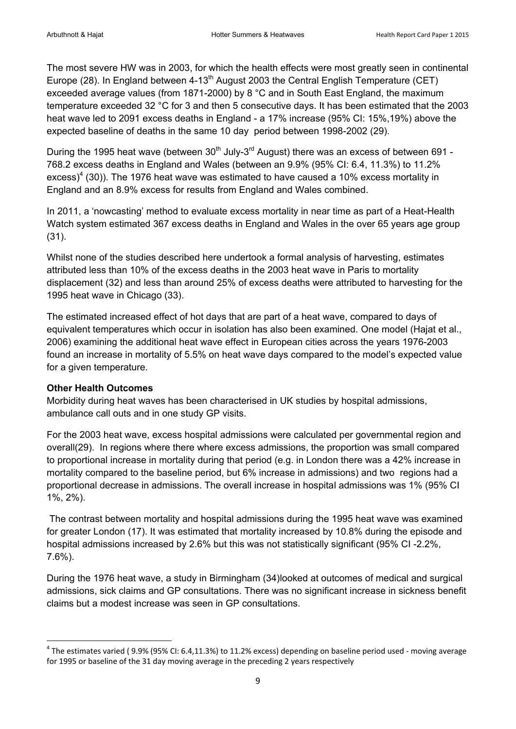The most severe HW was in 2003, for which the health effects were most greatly seen in continental Europe (28). In England between 4-13th August 2003 the Central English Temperature (CET) exceeded average values (from 1871-2000) by 8 °C and in South East England, the maximum temperature exceeded 32 °C for 3 and then 5 consecutive days. It has been estimated that the 2003 heat wave led to 2091 excess deaths in England - a 17% increase (95% CI: 15%,19%) above the expected baseline of deaths in the same 10 day period between 1998-2002 (29).

During the 1995 heat wave (between 30th July-3rd August) there was an excess of between 691 - 768.2 excess deaths in England and Wales (between an 9.9% (95% CI: 6.4, 11.3%) to 11.2% excess)[4] (30)). The 1976 heat wave was estimated to have caused a 10% excess mortality in England and an 8.9% excess for results from England and Wales combined.

In 2011, a 'nowcasting' method to evaluate excess mortality in near time as part of a Heat-Health Watch system estimated 367 excess deaths in England and Wales in the over 65 years age group (31).

Whilst none of the studies described here undertook a formal analysis of harvesting, estimates attributed less than 10% of the excess deaths in the 2003 heat wave in Paris to mortality displacement (32) and less than around 25% of excess deaths were attributed to harvesting for the 1995 heat wave in Chicago (33).

The estimated increased effect of hot days that are part of a heat wave, compared to days of equivalent temperatures which occur in isolation has also been examined. One model (Hajat et al., 2006) examining the additional heat wave effect in European cities across the years 1976-2003 found an increase in mortality of 5.5% on heat wave days compared to the model's expected value for a given temperature.

**Other Health Outcomes**

Morbidity during heat waves has been characterised in UK studies by hospital admissions, ambulance call outs and in one study GP visits.

For the 2003 heat wave, excess hospital admissions were calculated per governmental region and overall(29). In regions where there where excess admissions, the proportion was small compared to proportional increase in mortality during that period (e.g. in London there was a 42% increase in mortality compared to the baseline period, but 6% increase in admissions) and two regions had a proportional decrease in admissions. The overall increase in hospital admissions was 1% (95% CI 1%, 2%).

The contrast between mortality and hospital admissions during the 1995 heat wave was examined for greater London (17). It was estimated that mortality increased by 10.8% during the episode and hospital admissions increased by 2.6% but this was not statistically significant (95% CI -2.2%, 7.6%).

During the 1976 heat wave, a study in Birmingham (34)looked at outcomes of medical and surgical admissions, sick claims and GP consultations. There was no significant increase in sickness benefit claims but a modest increase was seen in GP consultations.

[4] The estimates varied ( 9.9% (95% CI: 6.4,11.3%) to 11.2% excess) depending on baseline period used - moving average for 1995 or baseline of the 31 day moving average in the preceding 2 years respectively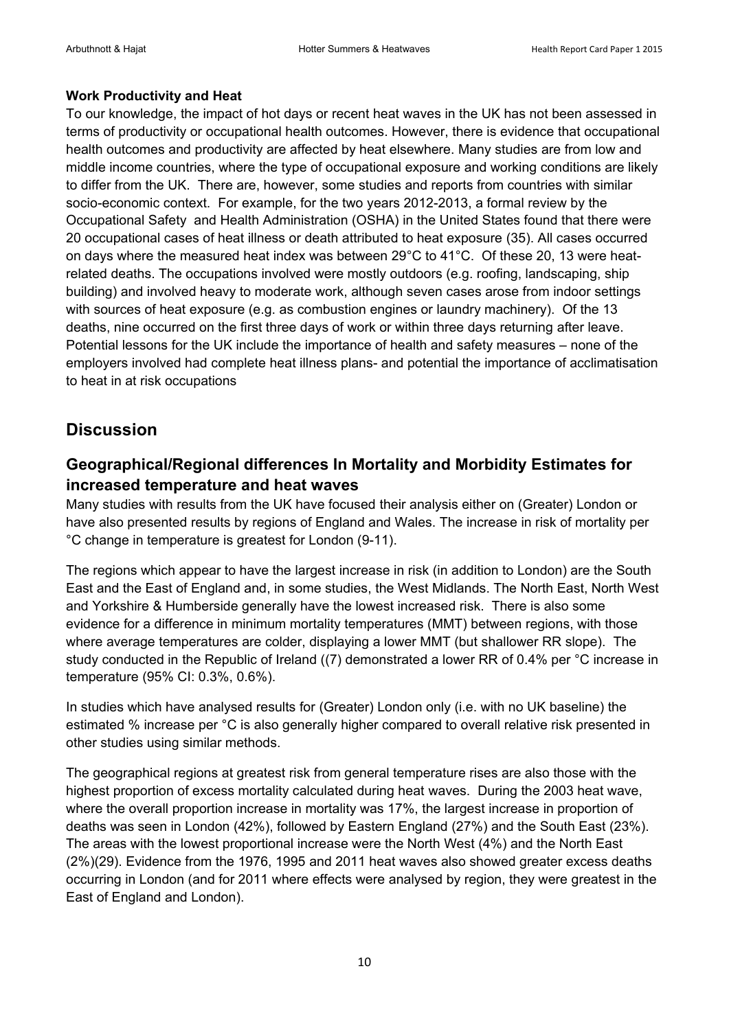**Work Productivity and Heat**

To our knowledge, the impact of hot days or recent heat waves in the UK has not been assessed in terms of productivity or occupational health outcomes. However, there is evidence that occupational health outcomes and productivity are affected by heat elsewhere. Many studies are from low and middle income countries, where the type of occupational exposure and working conditions are likely to differ from the UK. There are, however, some studies and reports from countries with similar socio-economic context. For example, for the two years 2012-2013, a formal review by the Occupational Safety and Health Administration (OSHA) in the United States found that there were 20 occupational cases of heat illness or death attributed to heat exposure (35). All cases occurred on days where the measured heat index was between 29°C to 41°C. Of these 20, 13 were heat-related deaths. The occupations involved were mostly outdoors (e.g. roofing, landscaping, ship building) and involved heavy to moderate work, although seven cases arose from indoor settings with sources of heat exposure (e.g. as combustion engines or laundry machinery). Of the 13 deaths, nine occurred on the first three days of work or within three days returning after leave. Potential lessons for the UK include the importance of health and safety measures – none of the employers involved had complete heat illness plans- and potential the importance of acclimatisation to heat in at risk occupations

# Discussion

## Geographical/Regional differences In Mortality and Morbidity Estimates for increased temperature and heat waves

Many studies with results from the UK have focused their analysis either on (Greater) London or have also presented results by regions of England and Wales. The increase in risk of mortality per °C change in temperature is greatest for London (9-11).

The regions which appear to have the largest increase in risk (in addition to London) are the South East and the East of England and, in some studies, the West Midlands. The North East, North West and Yorkshire & Humberside generally have the lowest increased risk. There is also some evidence for a difference in minimum mortality temperatures (MMT) between regions, with those where average temperatures are colder, displaying a lower MMT (but shallower RR slope). The study conducted in the Republic of Ireland ((7) demonstrated a lower RR of 0.4% per °C increase in temperature (95% CI: 0.3%, 0.6%).

In studies which have analysed results for (Greater) London only (i.e. with no UK baseline) the estimated % increase per °C is also generally higher compared to overall relative risk presented in other studies using similar methods.

The geographical regions at greatest risk from general temperature rises are also those with the highest proportion of excess mortality calculated during heat waves. During the 2003 heat wave, where the overall proportion increase in mortality was 17%, the largest increase in proportion of deaths was seen in London (42%), followed by Eastern England (27%) and the South East (23%). The areas with the lowest proportional increase were the North West (4%) and the North East (2%)(29). Evidence from the 1976, 1995 and 2011 heat waves also showed greater excess deaths occurring in London (and for 2011 where effects were analysed by region, they were greatest in the East of England and London).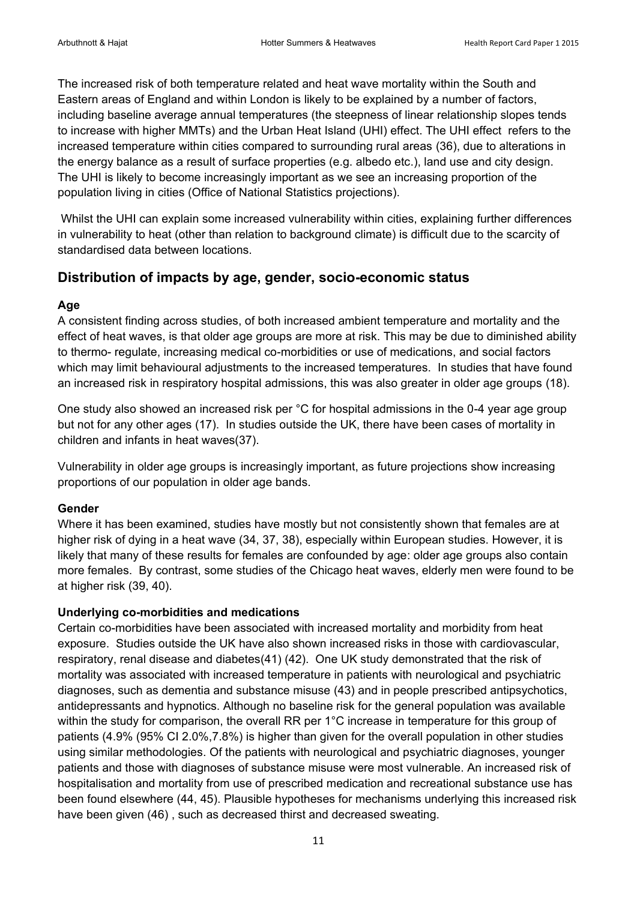The increased risk of both temperature related and heat wave mortality within the South and Eastern areas of England and within London is likely to be explained by a number of factors, including baseline average annual temperatures (the steepness of linear relationship slopes tends to increase with higher MMTs) and the Urban Heat Island (UHI) effect. The UHI effect refers to the increased temperature within cities compared to surrounding rural areas (36), due to alterations in the energy balance as a result of surface properties (e.g. albedo etc.), land use and city design. The UHI is likely to become increasingly important as we see an increasing proportion of the population living in cities (Office of National Statistics projections).

Whilst the UHI can explain some increased vulnerability within cities, explaining further differences in vulnerability to heat (other than relation to background climate) is difficult due to the scarcity of standardised data between locations.

## Distribution of impacts by age, gender, socio-economic status

### Age

A consistent finding across studies, of both increased ambient temperature and mortality and the effect of heat waves, is that older age groups are more at risk. This may be due to diminished ability to thermo- regulate, increasing medical co-morbidities or use of medications, and social factors which may limit behavioural adjustments to the increased temperatures. In studies that have found an increased risk in respiratory hospital admissions, this was also greater in older age groups (18).

One study also showed an increased risk per °C for hospital admissions in the 0-4 year age group but not for any other ages (17). In studies outside the UK, there have been cases of mortality in children and infants in heat waves(37).

Vulnerability in older age groups is increasingly important, as future projections show increasing proportions of our population in older age bands.

### Gender

Where it has been examined, studies have mostly but not consistently shown that females are at higher risk of dying in a heat wave (34, 37, 38), especially within European studies. However, it is likely that many of these results for females are confounded by age: older age groups also contain more females. By contrast, some studies of the Chicago heat waves, elderly men were found to be at higher risk (39, 40).

### Underlying co-morbidities and medications

Certain co-morbidities have been associated with increased mortality and morbidity from heat exposure. Studies outside the UK have also shown increased risks in those with cardiovascular, respiratory, renal disease and diabetes(41) (42). One UK study demonstrated that the risk of mortality was associated with increased temperature in patients with neurological and psychiatric diagnoses, such as dementia and substance misuse (43) and in people prescribed antipsychotics, antidepressants and hypnotics. Although no baseline risk for the general population was available within the study for comparison, the overall RR per 1°C increase in temperature for this group of patients (4.9% (95% CI 2.0%,7.8%) is higher than given for the overall population in other studies using similar methodologies. Of the patients with neurological and psychiatric diagnoses, younger patients and those with diagnoses of substance misuse were most vulnerable. An increased risk of hospitalisation and mortality from use of prescribed medication and recreational substance use has been found elsewhere (44, 45). Plausible hypotheses for mechanisms underlying this increased risk have been given (46) , such as decreased thirst and decreased sweating.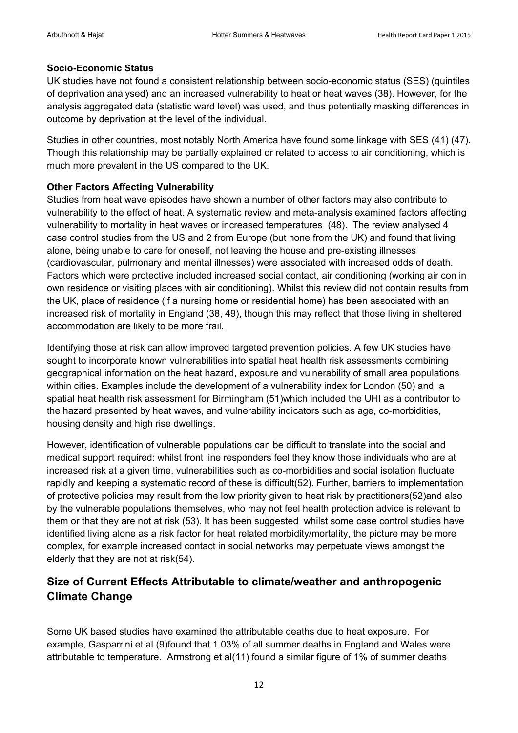**Socio-Economic Status**

UK studies have not found a consistent relationship between socio-economic status (SES) (quintiles of deprivation analysed) and an increased vulnerability to heat or heat waves (38). However, for the analysis aggregated data (statistic ward level) was used, and thus potentially masking differences in outcome by deprivation at the level of the individual.

Studies in other countries, most notably North America have found some linkage with SES (41) (47). Though this relationship may be partially explained or related to access to air conditioning, which is much more prevalent in the US compared to the UK.

**Other Factors Affecting Vulnerability**

Studies from heat wave episodes have shown a number of other factors may also contribute to vulnerability to the effect of heat. A systematic review and meta-analysis examined factors affecting vulnerability to mortality in heat waves or increased temperatures (48). The review analysed 4 case control studies from the US and 2 from Europe (but none from the UK) and found that living alone, being unable to care for oneself, not leaving the house and pre-existing illnesses (cardiovascular, pulmonary and mental illnesses) were associated with increased odds of death. Factors which were protective included increased social contact, air conditioning (working air con in own residence or visiting places with air conditioning). Whilst this review did not contain results from the UK, place of residence (if a nursing home or residential home) has been associated with an increased risk of mortality in England (38, 49), though this may reflect that those living in sheltered accommodation are likely to be more frail.

Identifying those at risk can allow improved targeted prevention policies. A few UK studies have sought to incorporate known vulnerabilities into spatial heat health risk assessments combining geographical information on the heat hazard, exposure and vulnerability of small area populations within cities. Examples include the development of a vulnerability index for London (50) and a spatial heat health risk assessment for Birmingham (51)which included the UHI as a contributor to the hazard presented by heat waves, and vulnerability indicators such as age, co-morbidities, housing density and high rise dwellings.

However, identification of vulnerable populations can be difficult to translate into the social and medical support required: whilst front line responders feel they know those individuals who are at increased risk at a given time, vulnerabilities such as co-morbidities and social isolation fluctuate rapidly and keeping a systematic record of these is difficult(52). Further, barriers to implementation of protective policies may result from the low priority given to heat risk by practitioners(52)and also by the vulnerable populations themselves, who may not feel health protection advice is relevant to them or that they are not at risk (53). It has been suggested whilst some case control studies have identified living alone as a risk factor for heat related morbidity/mortality, the picture may be more complex, for example increased contact in social networks may perpetuate views amongst the elderly that they are not at risk(54).

## Size of Current Effects Attributable to climate/weather and anthropogenic Climate Change

Some UK based studies have examined the attributable deaths due to heat exposure. For example, Gasparrini et al (9)found that 1.03% of all summer deaths in England and Wales were attributable to temperature. Armstrong et al(11) found a similar figure of 1% of summer deaths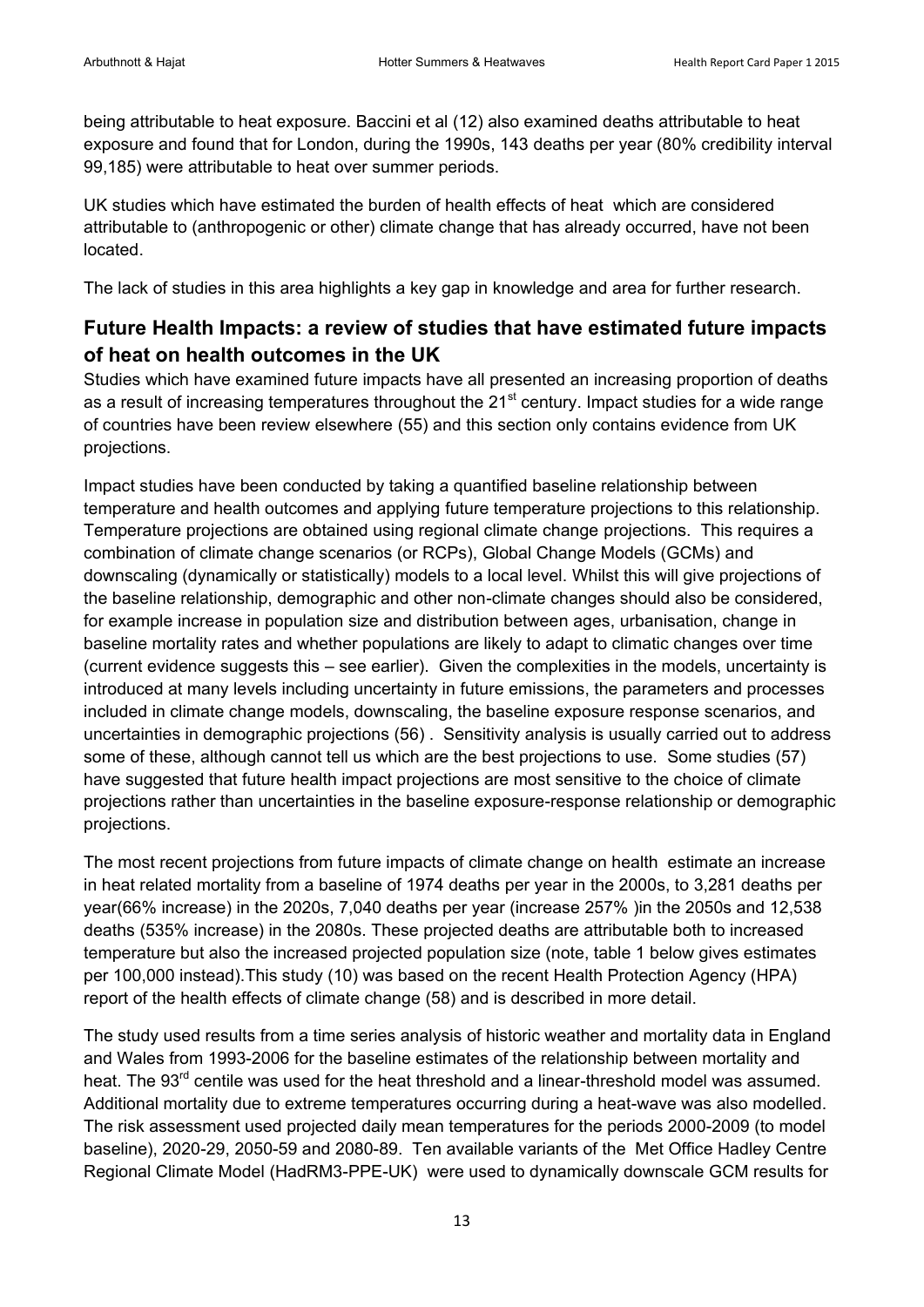being attributable to heat exposure. Baccini et al (12) also examined deaths attributable to heat exposure and found that for London, during the 1990s, 143 deaths per year (80% credibility interval 99,185) were attributable to heat over summer periods.

UK studies which have estimated the burden of health effects of heat which are considered attributable to (anthropogenic or other) climate change that has already occurred, have not been located.

The lack of studies in this area highlights a key gap in knowledge and area for further research.

## Future Health Impacts: a review of studies that have estimated future impacts of heat on health outcomes in the UK

Studies which have examined future impacts have all presented an increasing proportion of deaths as a result of increasing temperatures throughout the 21st century. Impact studies for a wide range of countries have been review elsewhere (55) and this section only contains evidence from UK projections.

Impact studies have been conducted by taking a quantified baseline relationship between temperature and health outcomes and applying future temperature projections to this relationship. Temperature projections are obtained using regional climate change projections. This requires a combination of climate change scenarios (or RCPs), Global Change Models (GCMs) and downscaling (dynamically or statistically) models to a local level. Whilst this will give projections of the baseline relationship, demographic and other non-climate changes should also be considered, for example increase in population size and distribution between ages, urbanisation, change in baseline mortality rates and whether populations are likely to adapt to climatic changes over time (current evidence suggests this – see earlier). Given the complexities in the models, uncertainty is introduced at many levels including uncertainty in future emissions, the parameters and processes included in climate change models, downscaling, the baseline exposure response scenarios, and uncertainties in demographic projections (56) . Sensitivity analysis is usually carried out to address some of these, although cannot tell us which are the best projections to use. Some studies (57) have suggested that future health impact projections are most sensitive to the choice of climate projections rather than uncertainties in the baseline exposure-response relationship or demographic projections.

The most recent projections from future impacts of climate change on health estimate an increase in heat related mortality from a baseline of 1974 deaths per year in the 2000s, to 3,281 deaths per year(66% increase) in the 2020s, 7,040 deaths per year (increase 257% )in the 2050s and 12,538 deaths (535% increase) in the 2080s. These projected deaths are attributable both to increased temperature but also the increased projected population size (note, table 1 below gives estimates per 100,000 instead).This study (10) was based on the recent Health Protection Agency (HPA) report of the health effects of climate change (58) and is described in more detail.

The study used results from a time series analysis of historic weather and mortality data in England and Wales from 1993-2006 for the baseline estimates of the relationship between mortality and heat. The 93rd centile was used for the heat threshold and a linear-threshold model was assumed. Additional mortality due to extreme temperatures occurring during a heat-wave was also modelled. The risk assessment used projected daily mean temperatures for the periods 2000-2009 (to model baseline), 2020-29, 2050-59 and 2080-89. Ten available variants of the Met Office Hadley Centre Regional Climate Model (HadRM3-PPE-UK) were used to dynamically downscale GCM results for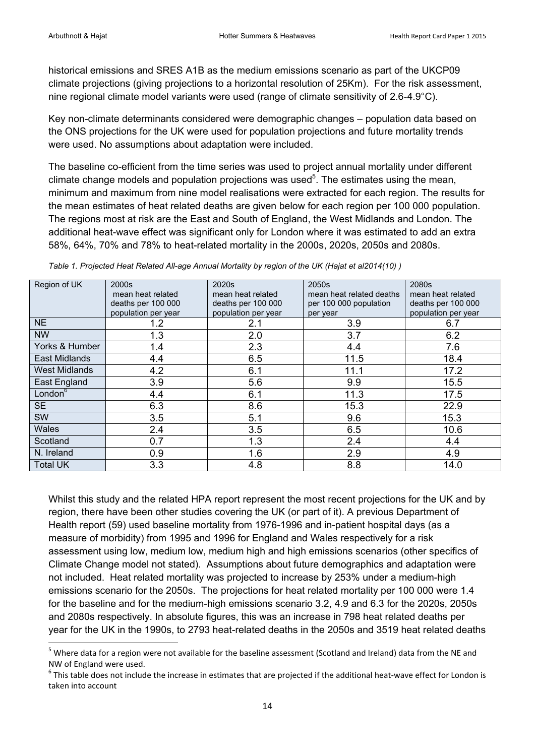historical emissions and SRES A1B as the medium emissions scenario as part of the UKCP09 climate projections (giving projections to a horizontal resolution of 25Km). For the risk assessment, nine regional climate model variants were used (range of climate sensitivity of 2.6-4.9°C).

Key non-climate determinants considered were demographic changes – population data based on the ONS projections for the UK were used for population projections and future mortality trends were used. No assumptions about adaptation were included.

The baseline co-efficient from the time series was used to project annual mortality under different climate change models and population projections was used[5]. The estimates using the mean, minimum and maximum from nine model realisations were extracted for each region. The results for the mean estimates of heat related deaths are given below for each region per 100 000 population. The regions most at risk are the East and South of England, the West Midlands and London. The additional heat-wave effect was significant only for London where it was estimated to add an extra 58%, 64%, 70% and 78% to heat-related mortality in the 2000s, 2020s, 2050s and 2080s.

*Table 1. Projected Heat Related All-age Annual Mortality by region of the UK (Hajat et al2014(10) )*

| Region of UK | 2000s mean heat related deaths per 100 000 population per year | 2020s mean heat related deaths per 100 000 population per year | 2050s mean heat related deaths per 100 000 population per year | 2080s mean heat related deaths per 100 000 population per year |
|---|---|---|---|---|
| NE | 1.2 | 2.1 | 3.9 | 6.7 |
| NW | 1.3 | 2.0 | 3.7 | 6.2 |
| Yorks & Humber | 1.4 | 2.3 | 4.4 | 7.6 |
| East Midlands | 4.4 | 6.5 | 11.5 | 18.4 |
| West Midlands | 4.2 | 6.1 | 11.1 | 17.2 |
| East England | 3.9 | 5.6 | 9.9 | 15.5 |
| London[6] | 4.4 | 6.1 | 11.3 | 17.5 |
| SE | 6.3 | 8.6 | 15.3 | 22.9 |
| SW | 3.5 | 5.1 | 9.6 | 15.3 |
| Wales | 2.4 | 3.5 | 6.5 | 10.6 |
| Scotland | 0.7 | 1.3 | 2.4 | 4.4 |
| N. Ireland | 0.9 | 1.6 | 2.9 | 4.9 |
| Total UK | 3.3 | 4.8 | 8.8 | 14.0 |

Whilst this study and the related HPA report represent the most recent projections for the UK and by region, there have been other studies covering the UK (or part of it). A previous Department of Health report (59) used baseline mortality from 1976-1996 and in-patient hospital days (as a measure of morbidity) from 1995 and 1996 for England and Wales respectively for a risk assessment using low, medium low, medium high and high emissions scenarios (other specifics of Climate Change model not stated). Assumptions about future demographics and adaptation were not included. Heat related mortality was projected to increase by 253% under a medium-high emissions scenario for the 2050s. The projections for heat related mortality per 100 000 were 1.4 for the baseline and for the medium-high emissions scenario 3.2, 4.9 and 6.3 for the 2020s, 2050s and 2080s respectively. In absolute figures, this was an increase in 798 heat related deaths per year for the UK in the 1990s, to 2793 heat-related deaths in the 2050s and 3519 heat related deaths

[5] Where data for a region were not available for the baseline assessment (Scotland and Ireland) data from the NE and NW of England were used.

[6] This table does not include the increase in estimates that are projected if the additional heat-wave effect for London is taken into account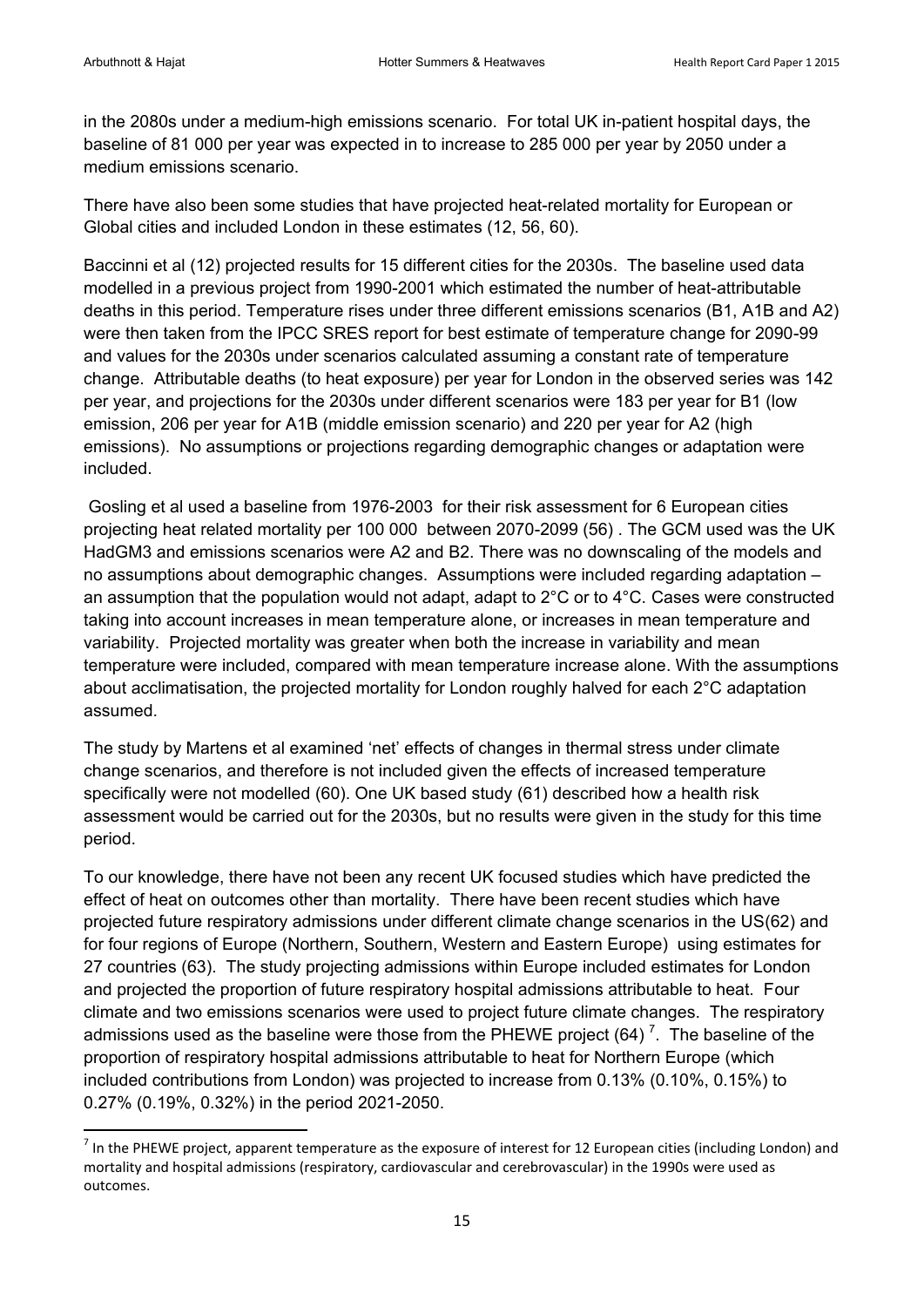in the 2080s under a medium-high emissions scenario. For total UK in-patient hospital days, the baseline of 81 000 per year was expected in to increase to 285 000 per year by 2050 under a medium emissions scenario.

There have also been some studies that have projected heat-related mortality for European or Global cities and included London in these estimates (12, 56, 60).

Baccinni et al (12) projected results for 15 different cities for the 2030s. The baseline used data modelled in a previous project from 1990-2001 which estimated the number of heat-attributable deaths in this period. Temperature rises under three different emissions scenarios (B1, A1B and A2) were then taken from the IPCC SRES report for best estimate of temperature change for 2090-99 and values for the 2030s under scenarios calculated assuming a constant rate of temperature change. Attributable deaths (to heat exposure) per year for London in the observed series was 142 per year, and projections for the 2030s under different scenarios were 183 per year for B1 (low emission, 206 per year for A1B (middle emission scenario) and 220 per year for A2 (high emissions). No assumptions or projections regarding demographic changes or adaptation were included.

Gosling et al used a baseline from 1976-2003 for their risk assessment for 6 European cities projecting heat related mortality per 100 000 between 2070-2099 (56) . The GCM used was the UK HadGM3 and emissions scenarios were A2 and B2. There was no downscaling of the models and no assumptions about demographic changes. Assumptions were included regarding adaptation – an assumption that the population would not adapt, adapt to 2°C or to 4°C. Cases were constructed taking into account increases in mean temperature alone, or increases in mean temperature and variability. Projected mortality was greater when both the increase in variability and mean temperature were included, compared with mean temperature increase alone. With the assumptions about acclimatisation, the projected mortality for London roughly halved for each 2°C adaptation assumed.

The study by Martens et al examined 'net' effects of changes in thermal stress under climate change scenarios, and therefore is not included given the effects of increased temperature specifically were not modelled (60). One UK based study (61) described how a health risk assessment would be carried out for the 2030s, but no results were given in the study for this time period.

To our knowledge, there have not been any recent UK focused studies which have predicted the effect of heat on outcomes other than mortality. There have been recent studies which have projected future respiratory admissions under different climate change scenarios in the US(62) and for four regions of Europe (Northern, Southern, Western and Eastern Europe) using estimates for 27 countries (63). The study projecting admissions within Europe included estimates for London and projected the proportion of future respiratory hospital admissions attributable to heat. Four climate and two emissions scenarios were used to project future climate changes. The respiratory admissions used as the baseline were those from the PHEWE project (64) [7]. The baseline of the proportion of respiratory hospital admissions attributable to heat for Northern Europe (which included contributions from London) was projected to increase from 0.13% (0.10%, 0.15%) to 0.27% (0.19%, 0.32%) in the period 2021-2050.

[7] In the PHEWE project, apparent temperature as the exposure of interest for 12 European cities (including London) and mortality and hospital admissions (respiratory, cardiovascular and cerebrovascular) in the 1990s were used as outcomes.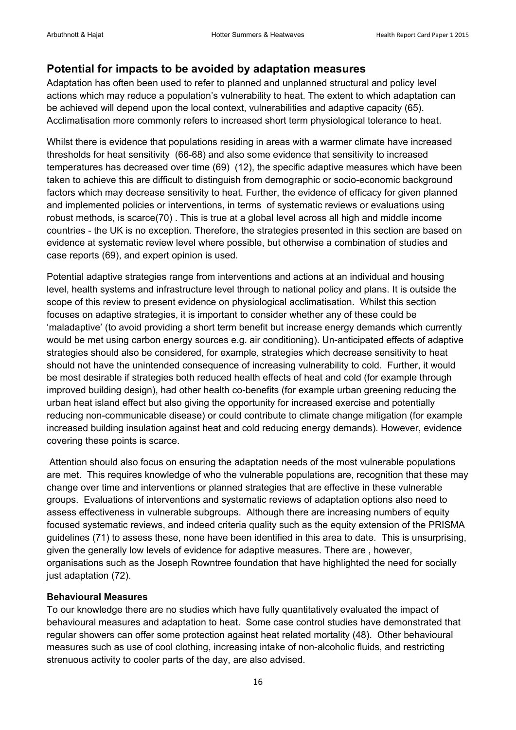## Potential for impacts to be avoided by adaptation measures

Adaptation has often been used to refer to planned and unplanned structural and policy level actions which may reduce a population's vulnerability to heat. The extent to which adaptation can be achieved will depend upon the local context, vulnerabilities and adaptive capacity (65). Acclimatisation more commonly refers to increased short term physiological tolerance to heat.

Whilst there is evidence that populations residing in areas with a warmer climate have increased thresholds for heat sensitivity (66-68) and also some evidence that sensitivity to increased temperatures has decreased over time (69) (12), the specific adaptive measures which have been taken to achieve this are difficult to distinguish from demographic or socio-economic background factors which may decrease sensitivity to heat. Further, the evidence of efficacy for given planned and implemented policies or interventions, in terms of systematic reviews or evaluations using robust methods, is scarce(70) . This is true at a global level across all high and middle income countries - the UK is no exception. Therefore, the strategies presented in this section are based on evidence at systematic review level where possible, but otherwise a combination of studies and case reports (69), and expert opinion is used.

Potential adaptive strategies range from interventions and actions at an individual and housing level, health systems and infrastructure level through to national policy and plans. It is outside the scope of this review to present evidence on physiological acclimatisation. Whilst this section focuses on adaptive strategies, it is important to consider whether any of these could be 'maladaptive' (to avoid providing a short term benefit but increase energy demands which currently would be met using carbon energy sources e.g. air conditioning). Un-anticipated effects of adaptive strategies should also be considered, for example, strategies which decrease sensitivity to heat should not have the unintended consequence of increasing vulnerability to cold. Further, it would be most desirable if strategies both reduced health effects of heat and cold (for example through improved building design), had other health co-benefits (for example urban greening reducing the urban heat island effect but also giving the opportunity for increased exercise and potentially reducing non-communicable disease) or could contribute to climate change mitigation (for example increased building insulation against heat and cold reducing energy demands). However, evidence covering these points is scarce.

Attention should also focus on ensuring the adaptation needs of the most vulnerable populations are met. This requires knowledge of who the vulnerable populations are, recognition that these may change over time and interventions or planned strategies that are effective in these vulnerable groups. Evaluations of interventions and systematic reviews of adaptation options also need to assess effectiveness in vulnerable subgroups. Although there are increasing numbers of equity focused systematic reviews, and indeed criteria quality such as the equity extension of the PRISMA guidelines (71) to assess these, none have been identified in this area to date. This is unsurprising, given the generally low levels of evidence for adaptive measures. There are , however, organisations such as the Joseph Rowntree foundation that have highlighted the need for socially just adaptation (72).

**Behavioural Measures**

To our knowledge there are no studies which have fully quantitatively evaluated the impact of behavioural measures and adaptation to heat. Some case control studies have demonstrated that regular showers can offer some protection against heat related mortality (48). Other behavioural measures such as use of cool clothing, increasing intake of non-alcoholic fluids, and restricting strenuous activity to cooler parts of the day, are also advised.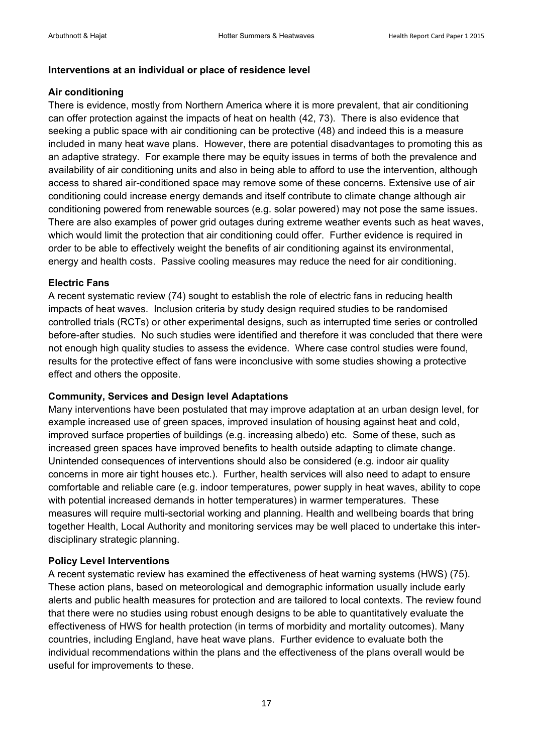**Interventions at an individual or place of residence level**

**Air conditioning**

There is evidence, mostly from Northern America where it is more prevalent, that air conditioning can offer protection against the impacts of heat on health (42, 73). There is also evidence that seeking a public space with air conditioning can be protective (48) and indeed this is a measure included in many heat wave plans. However, there are potential disadvantages to promoting this as an adaptive strategy. For example there may be equity issues in terms of both the prevalence and availability of air conditioning units and also in being able to afford to use the intervention, although access to shared air-conditioned space may remove some of these concerns. Extensive use of air conditioning could increase energy demands and itself contribute to climate change although air conditioning powered from renewable sources (e.g. solar powered) may not pose the same issues. There are also examples of power grid outages during extreme weather events such as heat waves, which would limit the protection that air conditioning could offer. Further evidence is required in order to be able to effectively weight the benefits of air conditioning against its environmental, energy and health costs. Passive cooling measures may reduce the need for air conditioning.

**Electric Fans**

A recent systematic review (74) sought to establish the role of electric fans in reducing health impacts of heat waves. Inclusion criteria by study design required studies to be randomised controlled trials (RCTs) or other experimental designs, such as interrupted time series or controlled before-after studies. No such studies were identified and therefore it was concluded that there were not enough high quality studies to assess the evidence. Where case control studies were found, results for the protective effect of fans were inconclusive with some studies showing a protective effect and others the opposite.

**Community, Services and Design level Adaptations**

Many interventions have been postulated that may improve adaptation at an urban design level, for example increased use of green spaces, improved insulation of housing against heat and cold, improved surface properties of buildings (e.g. increasing albedo) etc. Some of these, such as increased green spaces have improved benefits to health outside adapting to climate change. Unintended consequences of interventions should also be considered (e.g. indoor air quality concerns in more air tight houses etc.). Further, health services will also need to adapt to ensure comfortable and reliable care (e.g. indoor temperatures, power supply in heat waves, ability to cope with potential increased demands in hotter temperatures) in warmer temperatures. These measures will require multi-sectorial working and planning. Health and wellbeing boards that bring together Health, Local Authority and monitoring services may be well placed to undertake this inter-disciplinary strategic planning.

**Policy Level Interventions**

A recent systematic review has examined the effectiveness of heat warning systems (HWS) (75). These action plans, based on meteorological and demographic information usually include early alerts and public health measures for protection and are tailored to local contexts. The review found that there were no studies using robust enough designs to be able to quantitatively evaluate the effectiveness of HWS for health protection (in terms of morbidity and mortality outcomes). Many countries, including England, have heat wave plans. Further evidence to evaluate both the individual recommendations within the plans and the effectiveness of the plans overall would be useful for improvements to these.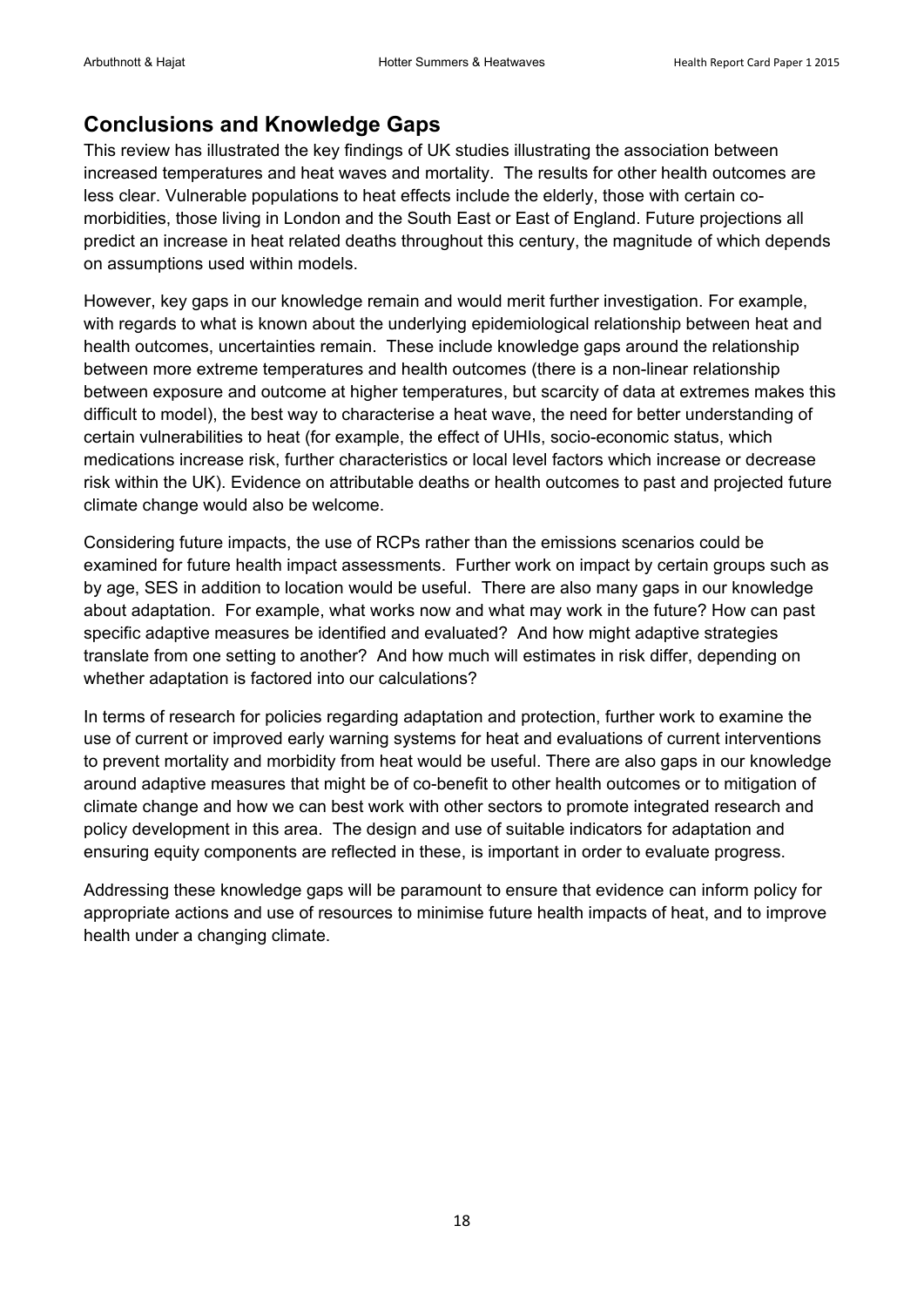## Conclusions and Knowledge Gaps

This review has illustrated the key findings of UK studies illustrating the association between increased temperatures and heat waves and mortality. The results for other health outcomes are less clear. Vulnerable populations to heat effects include the elderly, those with certain co-morbidities, those living in London and the South East or East of England. Future projections all predict an increase in heat related deaths throughout this century, the magnitude of which depends on assumptions used within models.

However, key gaps in our knowledge remain and would merit further investigation. For example, with regards to what is known about the underlying epidemiological relationship between heat and health outcomes, uncertainties remain. These include knowledge gaps around the relationship between more extreme temperatures and health outcomes (there is a non-linear relationship between exposure and outcome at higher temperatures, but scarcity of data at extremes makes this difficult to model), the best way to characterise a heat wave, the need for better understanding of certain vulnerabilities to heat (for example, the effect of UHIs, socio-economic status, which medications increase risk, further characteristics or local level factors which increase or decrease risk within the UK). Evidence on attributable deaths or health outcomes to past and projected future climate change would also be welcome.

Considering future impacts, the use of RCPs rather than the emissions scenarios could be examined for future health impact assessments. Further work on impact by certain groups such as by age, SES in addition to location would be useful. There are also many gaps in our knowledge about adaptation. For example, what works now and what may work in the future? How can past specific adaptive measures be identified and evaluated? And how might adaptive strategies translate from one setting to another? And how much will estimates in risk differ, depending on whether adaptation is factored into our calculations?

In terms of research for policies regarding adaptation and protection, further work to examine the use of current or improved early warning systems for heat and evaluations of current interventions to prevent mortality and morbidity from heat would be useful. There are also gaps in our knowledge around adaptive measures that might be of co-benefit to other health outcomes or to mitigation of climate change and how we can best work with other sectors to promote integrated research and policy development in this area. The design and use of suitable indicators for adaptation and ensuring equity components are reflected in these, is important in order to evaluate progress.

Addressing these knowledge gaps will be paramount to ensure that evidence can inform policy for appropriate actions and use of resources to minimise future health impacts of heat, and to improve health under a changing climate.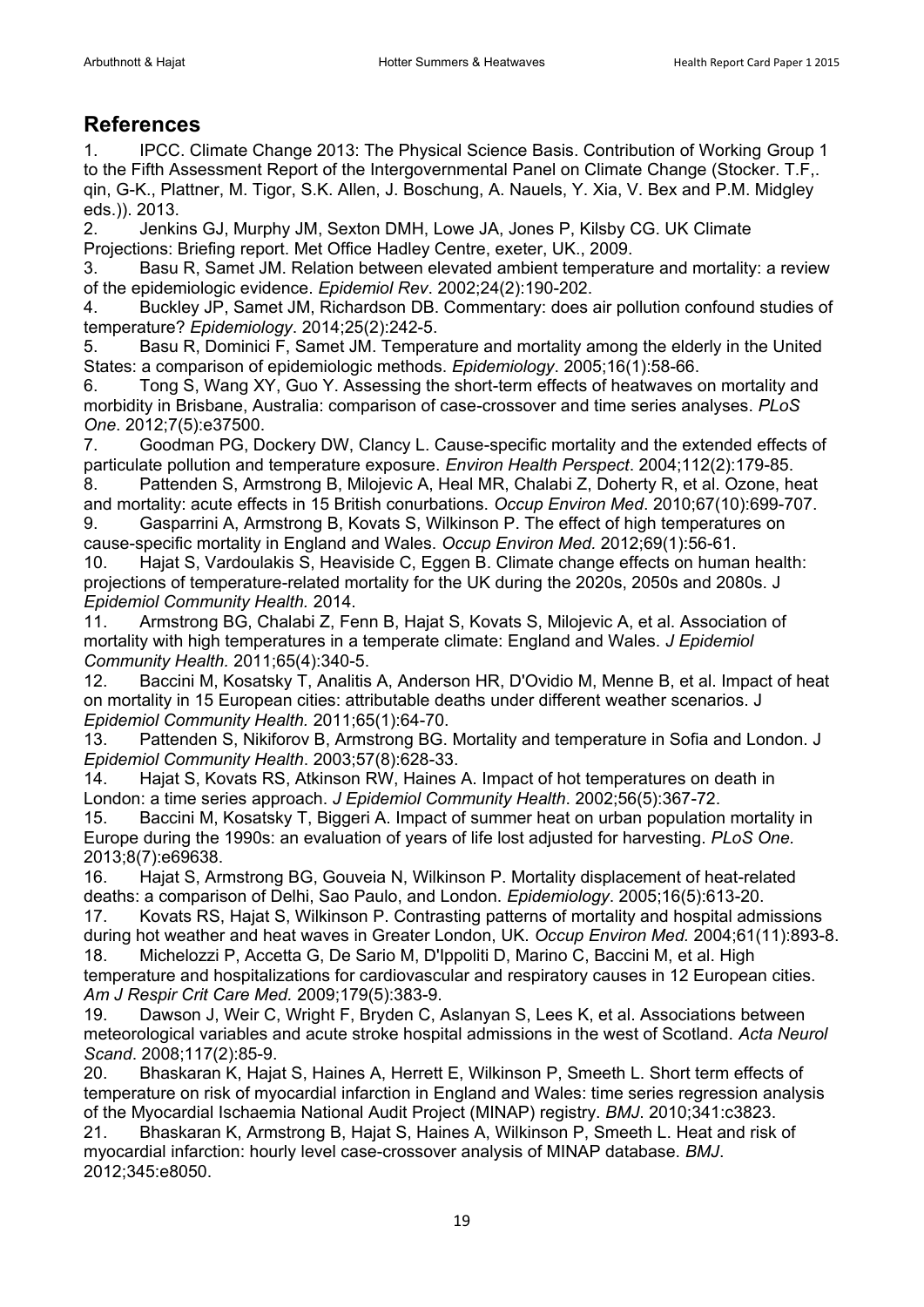## References

1. IPCC. Climate Change 2013: The Physical Science Basis. Contribution of Working Group 1 to the Fifth Assessment Report of the Intergovernmental Panel on Climate Change (Stocker. T.F,. qin, G-K., Plattner, M. Tigor, S.K. Allen, J. Boschung, A. Nauels, Y. Xia, V. Bex and P.M. Midgley eds.)). 2013.
2. Jenkins GJ, Murphy JM, Sexton DMH, Lowe JA, Jones P, Kilsby CG. UK Climate Projections: Briefing report. Met Office Hadley Centre, exeter, UK., 2009.
3. Basu R, Samet JM. Relation between elevated ambient temperature and mortality: a review of the epidemiologic evidence. *Epidemiol Rev*. 2002;24(2):190-202.
4. Buckley JP, Samet JM, Richardson DB. Commentary: does air pollution confound studies of temperature? *Epidemiology*. 2014;25(2):242-5.
5. Basu R, Dominici F, Samet JM. Temperature and mortality among the elderly in the United States: a comparison of epidemiologic methods. *Epidemiology*. 2005;16(1):58-66.
6. Tong S, Wang XY, Guo Y. Assessing the short-term effects of heatwaves on mortality and morbidity in Brisbane, Australia: comparison of case-crossover and time series analyses. *PLoS One*. 2012;7(5):e37500.
7. Goodman PG, Dockery DW, Clancy L. Cause-specific mortality and the extended effects of particulate pollution and temperature exposure. *Environ Health Perspect*. 2004;112(2):179-85.
8. Pattenden S, Armstrong B, Milojevic A, Heal MR, Chalabi Z, Doherty R, et al. Ozone, heat and mortality: acute effects in 15 British conurbations. *Occup Environ Med*. 2010;67(10):699-707.
9. Gasparrini A, Armstrong B, Kovats S, Wilkinson P. The effect of high temperatures on cause-specific mortality in England and Wales. *Occup Environ Med.* 2012;69(1):56-61.
10. Hajat S, Vardoulakis S, Heaviside C, Eggen B. Climate change effects on human health: projections of temperature-related mortality for the UK during the 2020s, 2050s and 2080s. J *Epidemiol Community Health.* 2014.
11. Armstrong BG, Chalabi Z, Fenn B, Hajat S, Kovats S, Milojevic A, et al. Association of mortality with high temperatures in a temperate climate: England and Wales. *J Epidemiol Community Health.* 2011;65(4):340-5.
12. Baccini M, Kosatsky T, Analitis A, Anderson HR, D'Ovidio M, Menne B, et al. Impact of heat on mortality in 15 European cities: attributable deaths under different weather scenarios. J *Epidemiol Community Health.* 2011;65(1):64-70.
13. Pattenden S, Nikiforov B, Armstrong BG. Mortality and temperature in Sofia and London. J *Epidemiol Community Health*. 2003;57(8):628-33.
14. Hajat S, Kovats RS, Atkinson RW, Haines A. Impact of hot temperatures on death in London: a time series approach. *J Epidemiol Community Health*. 2002;56(5):367-72.
15. Baccini M, Kosatsky T, Biggeri A. Impact of summer heat on urban population mortality in Europe during the 1990s: an evaluation of years of life lost adjusted for harvesting. *PLoS One.* 2013;8(7):e69638.
16. Hajat S, Armstrong BG, Gouveia N, Wilkinson P. Mortality displacement of heat-related deaths: a comparison of Delhi, Sao Paulo, and London. *Epidemiology*. 2005;16(5):613-20.
17. Kovats RS, Hajat S, Wilkinson P. Contrasting patterns of mortality and hospital admissions during hot weather and heat waves in Greater London, UK. *Occup Environ Med.* 2004;61(11):893-8.
18. Michelozzi P, Accetta G, De Sario M, D'Ippoliti D, Marino C, Baccini M, et al. High temperature and hospitalizations for cardiovascular and respiratory causes in 12 European cities. *Am J Respir Crit Care Med.* 2009;179(5):383-9.
19. Dawson J, Weir C, Wright F, Bryden C, Aslanyan S, Lees K, et al. Associations between meteorological variables and acute stroke hospital admissions in the west of Scotland. *Acta Neurol Scand*. 2008;117(2):85-9.
20. Bhaskaran K, Hajat S, Haines A, Herrett E, Wilkinson P, Smeeth L. Short term effects of temperature on risk of myocardial infarction in England and Wales: time series regression analysis of the Myocardial Ischaemia National Audit Project (MINAP) registry. *BMJ*. 2010;341:c3823.
21. Bhaskaran K, Armstrong B, Hajat S, Haines A, Wilkinson P, Smeeth L. Heat and risk of myocardial infarction: hourly level case-crossover analysis of MINAP database. *BMJ*. 2012;345:e8050.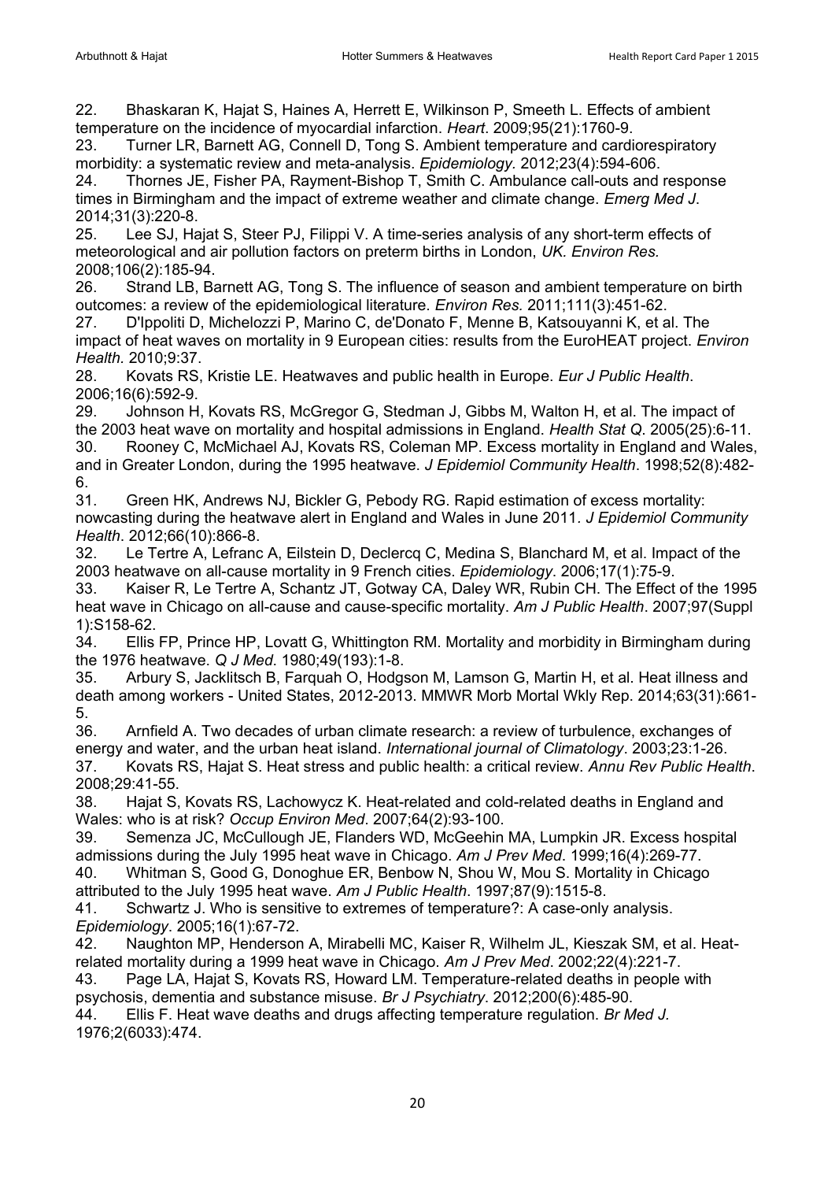22. Bhaskaran K, Hajat S, Haines A, Herrett E, Wilkinson P, Smeeth L. Effects of ambient temperature on the incidence of myocardial infarction. *Heart*. 2009;95(21):1760-9.
23. Turner LR, Barnett AG, Connell D, Tong S. Ambient temperature and cardiorespiratory morbidity: a systematic review and meta-analysis. *Epidemiology*. 2012;23(4):594-606.
24. Thornes JE, Fisher PA, Rayment-Bishop T, Smith C. Ambulance call-outs and response times in Birmingham and the impact of extreme weather and climate change. *Emerg Med J*. 2014;31(3):220-8.
25. Lee SJ, Hajat S, Steer PJ, Filippi V. A time-series analysis of any short-term effects of meteorological and air pollution factors on preterm births in London, *UK. Environ Res.* 2008;106(2):185-94.
26. Strand LB, Barnett AG, Tong S. The influence of season and ambient temperature on birth outcomes: a review of the epidemiological literature. *Environ Res.* 2011;111(3):451-62.
27. D'Ippoliti D, Michelozzi P, Marino C, de'Donato F, Menne B, Katsouyanni K, et al. The impact of heat waves on mortality in 9 European cities: results from the EuroHEAT project. *Environ Health.* 2010;9:37.
28. Kovats RS, Kristie LE. Heatwaves and public health in Europe. *Eur J Public Health*. 2006;16(6):592-9.
29. Johnson H, Kovats RS, McGregor G, Stedman J, Gibbs M, Walton H, et al. The impact of the 2003 heat wave on mortality and hospital admissions in England. *Health Stat Q*. 2005(25):6-11.
30. Rooney C, McMichael AJ, Kovats RS, Coleman MP. Excess mortality in England and Wales, and in Greater London, during the 1995 heatwave. *J Epidemiol Community Health*. 1998;52(8):482-6.
31. Green HK, Andrews NJ, Bickler G, Pebody RG. Rapid estimation of excess mortality: nowcasting during the heatwave alert in England and Wales in June 2011. *J Epidemiol Community Health*. 2012;66(10):866-8.
32. Le Tertre A, Lefranc A, Eilstein D, Declercq C, Medina S, Blanchard M, et al. Impact of the 2003 heatwave on all-cause mortality in 9 French cities. *Epidemiology*. 2006;17(1):75-9.
33. Kaiser R, Le Tertre A, Schantz JT, Gotway CA, Daley WR, Rubin CH. The Effect of the 1995 heat wave in Chicago on all-cause and cause-specific mortality. *Am J Public Health*. 2007;97(Suppl 1):S158-62.
34. Ellis FP, Prince HP, Lovatt G, Whittington RM. Mortality and morbidity in Birmingham during the 1976 heatwave. *Q J Med*. 1980;49(193):1-8.
35. Arbury S, Jacklitsch B, Farquah O, Hodgson M, Lamson G, Martin H, et al. Heat illness and death among workers - United States, 2012-2013. MMWR Morb Mortal Wkly Rep. 2014;63(31):661-5.
36. Arnfield A. Two decades of urban climate research: a review of turbulence, exchanges of energy and water, and the urban heat island. *International journal of Climatology*. 2003;23:1-26.
37. Kovats RS, Hajat S. Heat stress and public health: a critical review. *Annu Rev Public Health*. 2008;29:41-55.
38. Hajat S, Kovats RS, Lachowycz K. Heat-related and cold-related deaths in England and Wales: who is at risk? *Occup Environ Med*. 2007;64(2):93-100.
39. Semenza JC, McCullough JE, Flanders WD, McGeehin MA, Lumpkin JR. Excess hospital admissions during the July 1995 heat wave in Chicago. *Am J Prev Med*. 1999;16(4):269-77.
40. Whitman S, Good G, Donoghue ER, Benbow N, Shou W, Mou S. Mortality in Chicago attributed to the July 1995 heat wave. *Am J Public Health*. 1997;87(9):1515-8.
41. Schwartz J. Who is sensitive to extremes of temperature?: A case-only analysis. *Epidemiology*. 2005;16(1):67-72.
42. Naughton MP, Henderson A, Mirabelli MC, Kaiser R, Wilhelm JL, Kieszak SM, et al. Heat-related mortality during a 1999 heat wave in Chicago. *Am J Prev Med*. 2002;22(4):221-7.
43. Page LA, Hajat S, Kovats RS, Howard LM. Temperature-related deaths in people with psychosis, dementia and substance misuse. *Br J Psychiatry*. 2012;200(6):485-90.
44. Ellis F. Heat wave deaths and drugs affecting temperature regulation. *Br Med J*. 1976;2(6033):474.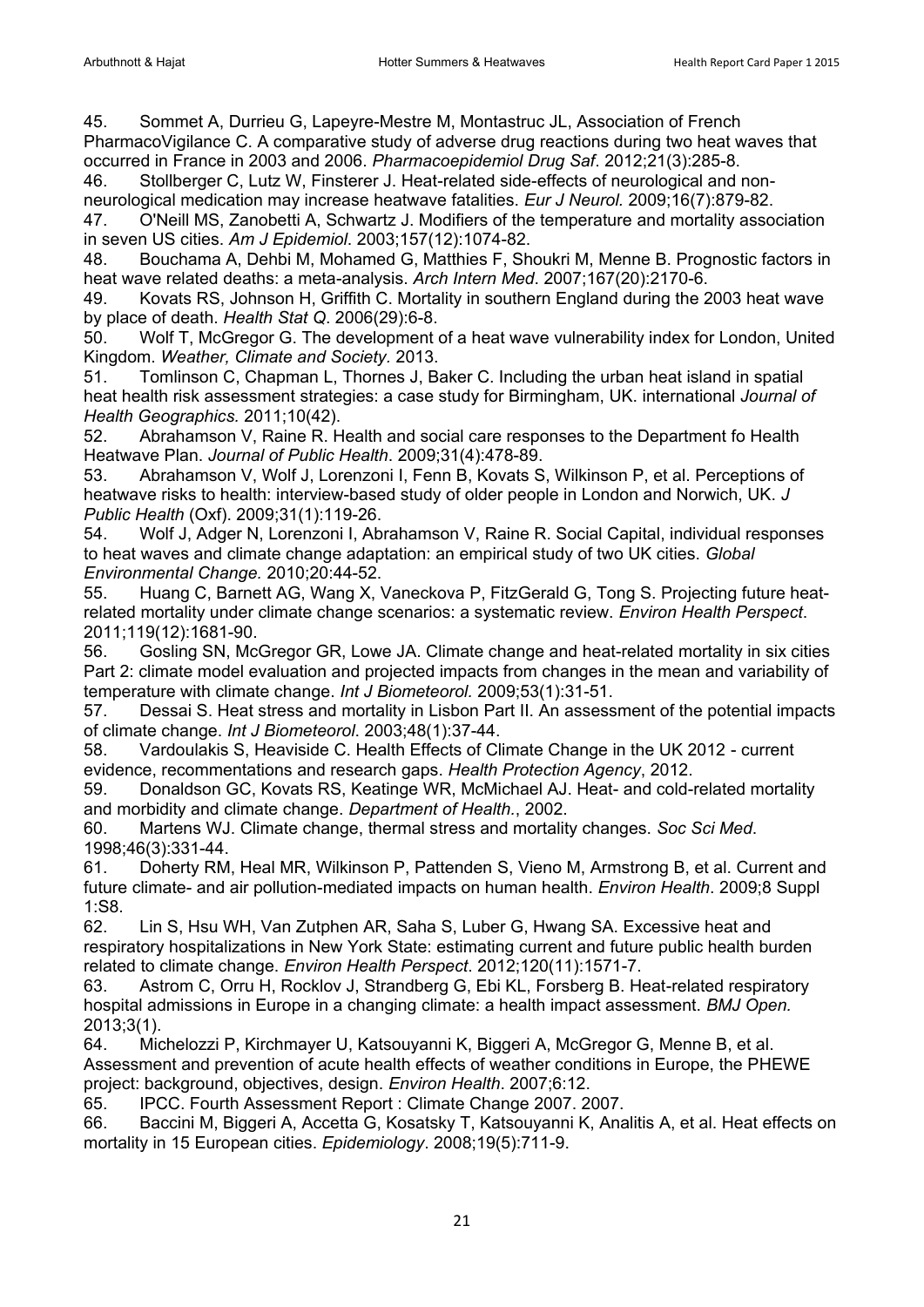45. Sommet A, Durrieu G, Lapeyre-Mestre M, Montastruc JL, Association of French PharmacoVigilance C. A comparative study of adverse drug reactions during two heat waves that occurred in France in 2003 and 2006. *Pharmacoepidemiol Drug Saf*. 2012;21(3):285-8.
46. Stollberger C, Lutz W, Finsterer J. Heat-related side-effects of neurological and non-neurological medication may increase heatwave fatalities. *Eur J Neurol.* 2009;16(7):879-82.
47. O'Neill MS, Zanobetti A, Schwartz J. Modifiers of the temperature and mortality association in seven US cities. *Am J Epidemiol*. 2003;157(12):1074-82.
48. Bouchama A, Dehbi M, Mohamed G, Matthies F, Shoukri M, Menne B. Prognostic factors in heat wave related deaths: a meta-analysis. *Arch Intern Med*. 2007;167(20):2170-6.
49. Kovats RS, Johnson H, Griffith C. Mortality in southern England during the 2003 heat wave by place of death. *Health Stat Q*. 2006(29):6-8.
50. Wolf T, McGregor G. The development of a heat wave vulnerability index for London, United Kingdom. *Weather, Climate and Society*. 2013.
51. Tomlinson C, Chapman L, Thornes J, Baker C. Including the urban heat island in spatial heat health risk assessment strategies: a case study for Birmingham, UK. international *Journal of Health Geographics.* 2011;10(42).
52. Abrahamson V, Raine R. Health and social care responses to the Department fo Health Heatwave Plan. *Journal of Public Health*. 2009;31(4):478-89.
53. Abrahamson V, Wolf J, Lorenzoni I, Fenn B, Kovats S, Wilkinson P, et al. Perceptions of heatwave risks to health: interview-based study of older people in London and Norwich, UK. *J Public Health* (Oxf). 2009;31(1):119-26.
54. Wolf J, Adger N, Lorenzoni I, Abrahamson V, Raine R. Social Capital, individual responses to heat waves and climate change adaptation: an empirical study of two UK cities. *Global Environmental Change.* 2010;20:44-52.
55. Huang C, Barnett AG, Wang X, Vaneckova P, FitzGerald G, Tong S. Projecting future heat-related mortality under climate change scenarios: a systematic review. *Environ Health Perspect*. 2011;119(12):1681-90.
56. Gosling SN, McGregor GR, Lowe JA. Climate change and heat-related mortality in six cities Part 2: climate model evaluation and projected impacts from changes in the mean and variability of temperature with climate change. *Int J Biometeorol.* 2009;53(1):31-51.
57. Dessai S. Heat stress and mortality in Lisbon Part II. An assessment of the potential impacts of climate change. *Int J Biometeorol*. 2003;48(1):37-44.
58. Vardoulakis S, Heaviside C. Health Effects of Climate Change in the UK 2012 - current evidence, recommentations and research gaps. *Health Protection Agency*, 2012.
59. Donaldson GC, Kovats RS, Keatinge WR, McMichael AJ. Heat- and cold-related mortality and morbidity and climate change. *Department of Health.*, 2002.
60. Martens WJ. Climate change, thermal stress and mortality changes. *Soc Sci Med*. 1998;46(3):331-44.
61. Doherty RM, Heal MR, Wilkinson P, Pattenden S, Vieno M, Armstrong B, et al. Current and future climate- and air pollution-mediated impacts on human health. *Environ Health*. 2009;8 Suppl 1:S8.
62. Lin S, Hsu WH, Van Zutphen AR, Saha S, Luber G, Hwang SA. Excessive heat and respiratory hospitalizations in New York State: estimating current and future public health burden related to climate change. *Environ Health Perspect*. 2012;120(11):1571-7.
63. Astrom C, Orru H, Rocklov J, Strandberg G, Ebi KL, Forsberg B. Heat-related respiratory hospital admissions in Europe in a changing climate: a health impact assessment. *BMJ Open.* 2013;3(1).
64. Michelozzi P, Kirchmayer U, Katsouyanni K, Biggeri A, McGregor G, Menne B, et al. Assessment and prevention of acute health effects of weather conditions in Europe, the PHEWE project: background, objectives, design. *Environ Health*. 2007;6:12.
65. IPCC. Fourth Assessment Report : Climate Change 2007. 2007.
66. Baccini M, Biggeri A, Accetta G, Kosatsky T, Katsouyanni K, Analitis A, et al. Heat effects on mortality in 15 European cities. *Epidemiology*. 2008;19(5):711-9.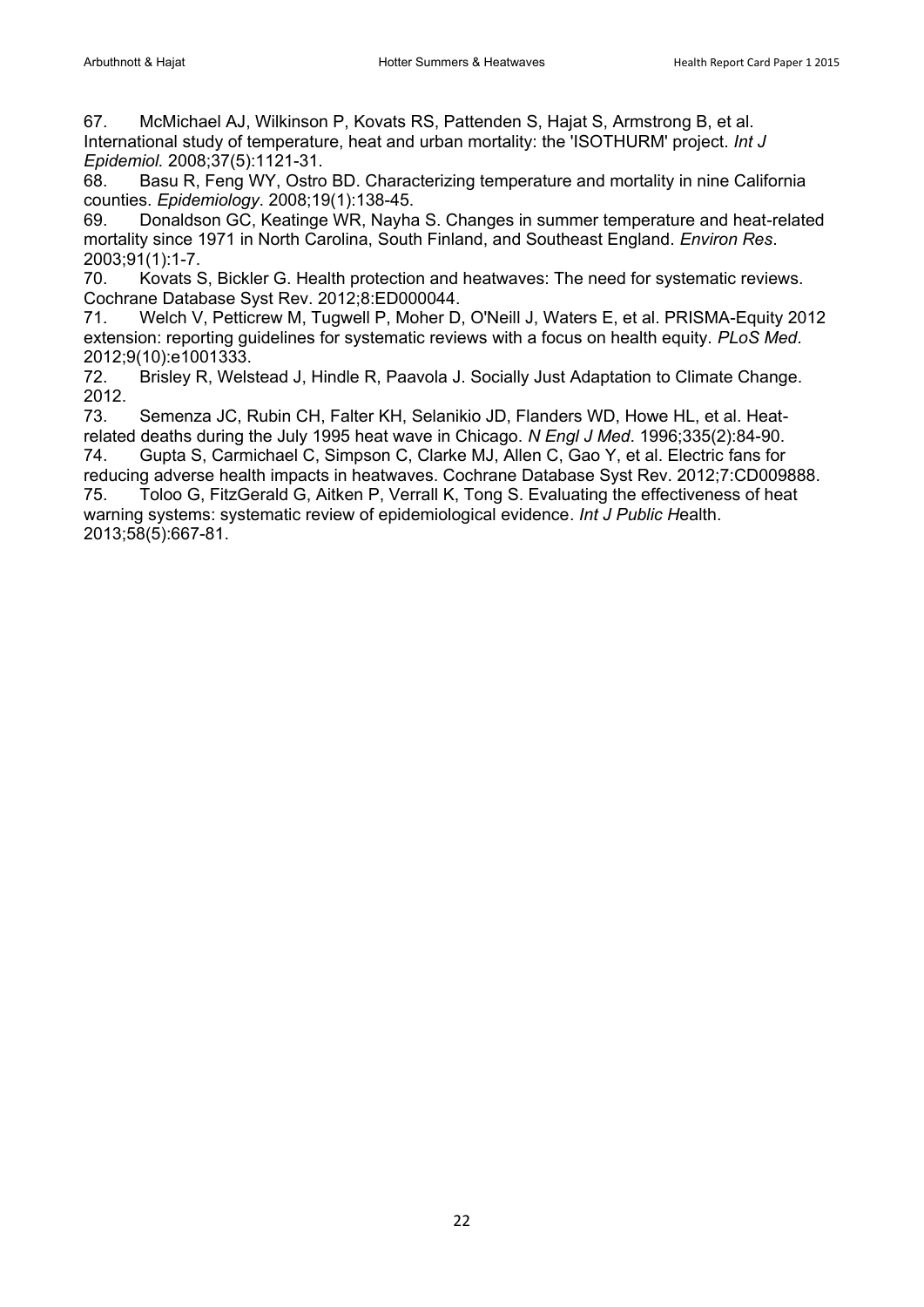67. McMichael AJ, Wilkinson P, Kovats RS, Pattenden S, Hajat S, Armstrong B, et al. International study of temperature, heat and urban mortality: the 'ISOTHURM' project. *Int J Epidemiol.* 2008;37(5):1121-31.

68. Basu R, Feng WY, Ostro BD. Characterizing temperature and mortality in nine California counties. *Epidemiology*. 2008;19(1):138-45.

69. Donaldson GC, Keatinge WR, Nayha S. Changes in summer temperature and heat-related mortality since 1971 in North Carolina, South Finland, and Southeast England. *Environ Res*. 2003;91(1):1-7.

70. Kovats S, Bickler G. Health protection and heatwaves: The need for systematic reviews. Cochrane Database Syst Rev. 2012;8:ED000044.

71. Welch V, Petticrew M, Tugwell P, Moher D, O'Neill J, Waters E, et al. PRISMA-Equity 2012 extension: reporting guidelines for systematic reviews with a focus on health equity. *PLoS Med*. 2012;9(10):e1001333.

72. Brisley R, Welstead J, Hindle R, Paavola J. Socially Just Adaptation to Climate Change. 2012.

73. Semenza JC, Rubin CH, Falter KH, Selanikio JD, Flanders WD, Howe HL, et al. Heat-related deaths during the July 1995 heat wave in Chicago. *N Engl J Med*. 1996;335(2):84-90.

74. Gupta S, Carmichael C, Simpson C, Clarke MJ, Allen C, Gao Y, et al. Electric fans for reducing adverse health impacts in heatwaves. Cochrane Database Syst Rev. 2012;7:CD009888.

75. Toloo G, FitzGerald G, Aitken P, Verrall K, Tong S. Evaluating the effectiveness of heat warning systems: systematic review of epidemiological evidence. *Int J Public H*ealth. 2013;58(5):667-81.